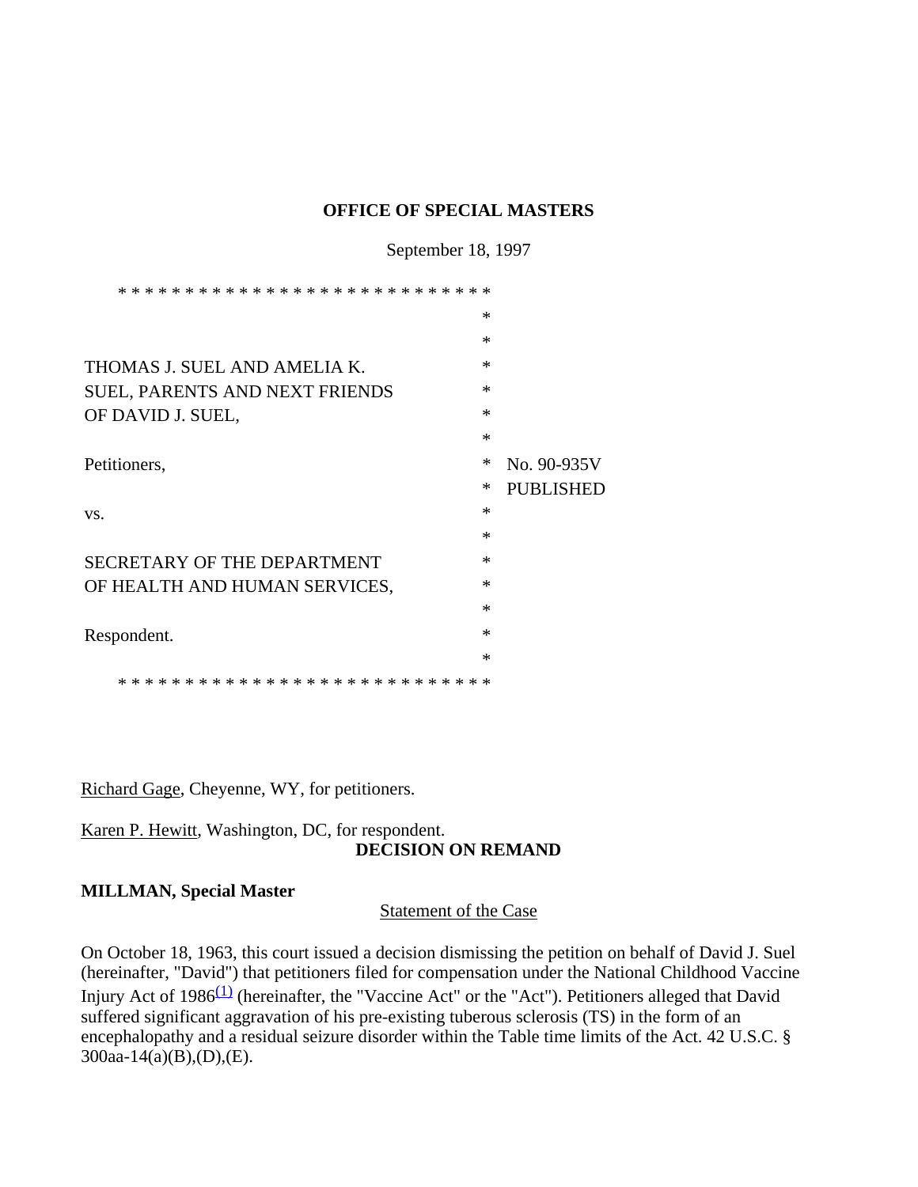**OFFICE OF SPECIAL MASTERS**

September 18, 1997

| | | |
|---|---|---|
| THOMAS J. SUEL AND AMELIA K. SUEL, PARENTS AND NEXT FRIENDS OF DAVID J. SUEL, | * | |
| Petitioners, | * | No. 90-935V |
| | * | PUBLISHED |
| vs. | * | |
| SECRETARY OF THE DEPARTMENT OF HEALTH AND HUMAN SERVICES, | * | |
| Respondent. | * | |

Richard Gage, Cheyenne, WY, for petitioners.

Karen P. Hewitt, Washington, DC, for respondent.

**DECISION ON REMAND**

**MILLMAN, Special Master**

Statement of the Case

On October 18, 1963, this court issued a decision dismissing the petition on behalf of David J. Suel (hereinafter, "David") that petitioners filed for compensation under the National Childhood Vaccine Injury Act of 1986[(1)] (hereinafter, the "Vaccine Act" or the "Act"). Petitioners alleged that David suffered significant aggravation of his pre-existing tuberous sclerosis (TS) in the form of an encephalopathy and a residual seizure disorder within the Table time limits of the Act. 42 U.S.C. § 300aa-14(a)(B),(D),(E).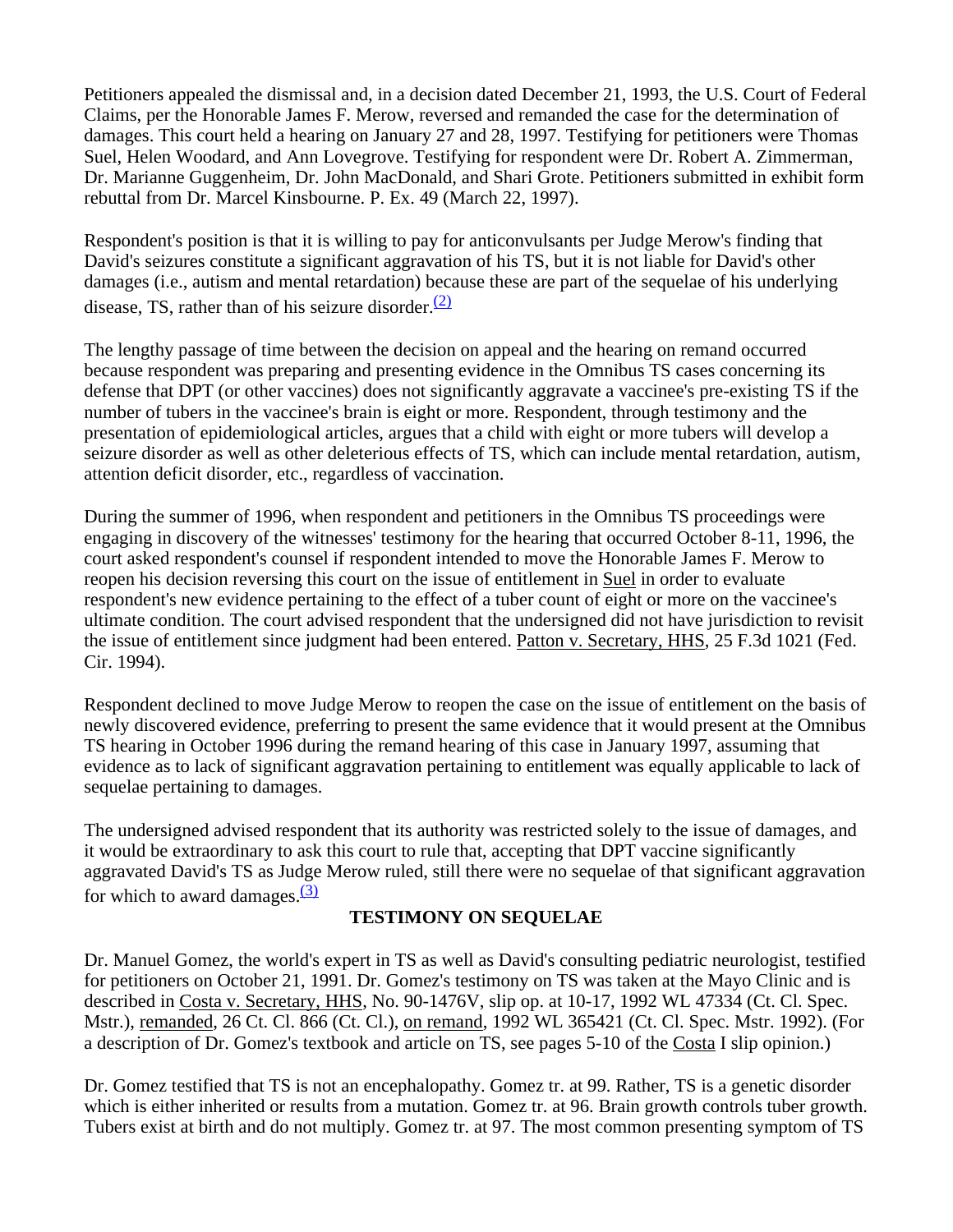Petitioners appealed the dismissal and, in a decision dated December 21, 1993, the U.S. Court of Federal Claims, per the Honorable James F. Merow, reversed and remanded the case for the determination of damages. This court held a hearing on January 27 and 28, 1997. Testifying for petitioners were Thomas Suel, Helen Woodard, and Ann Lovegrove. Testifying for respondent were Dr. Robert A. Zimmerman, Dr. Marianne Guggenheim, Dr. John MacDonald, and Shari Grote. Petitioners submitted in exhibit form rebuttal from Dr. Marcel Kinsbourne. P. Ex. 49 (March 22, 1997).

Respondent's position is that it is willing to pay for anticonvulsants per Judge Merow's finding that David's seizures constitute a significant aggravation of his TS, but it is not liable for David's other damages (i.e., autism and mental retardation) because these are part of the sequelae of his underlying disease, TS, rather than of his seizure disorder.[(2)]

The lengthy passage of time between the decision on appeal and the hearing on remand occurred because respondent was preparing and presenting evidence in the Omnibus TS cases concerning its defense that DPT (or other vaccines) does not significantly aggravate a vaccinee's pre-existing TS if the number of tubers in the vaccinee's brain is eight or more. Respondent, through testimony and the presentation of epidemiological articles, argues that a child with eight or more tubers will develop a seizure disorder as well as other deleterious effects of TS, which can include mental retardation, autism, attention deficit disorder, etc., regardless of vaccination.

During the summer of 1996, when respondent and petitioners in the Omnibus TS proceedings were engaging in discovery of the witnesses' testimony for the hearing that occurred October 8-11, 1996, the court asked respondent's counsel if respondent intended to move the Honorable James F. Merow to reopen his decision reversing this court on the issue of entitlement in Suel in order to evaluate respondent's new evidence pertaining to the effect of a tuber count of eight or more on the vaccinee's ultimate condition. The court advised respondent that the undersigned did not have jurisdiction to revisit the issue of entitlement since judgment had been entered. Patton v. Secretary, HHS, 25 F.3d 1021 (Fed. Cir. 1994).

Respondent declined to move Judge Merow to reopen the case on the issue of entitlement on the basis of newly discovered evidence, preferring to present the same evidence that it would present at the Omnibus TS hearing in October 1996 during the remand hearing of this case in January 1997, assuming that evidence as to lack of significant aggravation pertaining to entitlement was equally applicable to lack of sequelae pertaining to damages.

The undersigned advised respondent that its authority was restricted solely to the issue of damages, and it would be extraordinary to ask this court to rule that, accepting that DPT vaccine significantly aggravated David's TS as Judge Merow ruled, still there were no sequelae of that significant aggravation for which to award damages.[(3)]

## TESTIMONY ON SEQUELAE

Dr. Manuel Gomez, the world's expert in TS as well as David's consulting pediatric neurologist, testified for petitioners on October 21, 1991. Dr. Gomez's testimony on TS was taken at the Mayo Clinic and is described in Costa v. Secretary, HHS, No. 90-1476V, slip op. at 10-17, 1992 WL 47334 (Ct. Cl. Spec. Mstr.), remanded, 26 Ct. Cl. 866 (Ct. Cl.), on remand, 1992 WL 365421 (Ct. Cl. Spec. Mstr. 1992). (For a description of Dr. Gomez's textbook and article on TS, see pages 5-10 of the Costa I slip opinion.)

Dr. Gomez testified that TS is not an encephalopathy. Gomez tr. at 99. Rather, TS is a genetic disorder which is either inherited or results from a mutation. Gomez tr. at 96. Brain growth controls tuber growth. Tubers exist at birth and do not multiply. Gomez tr. at 97. The most common presenting symptom of TS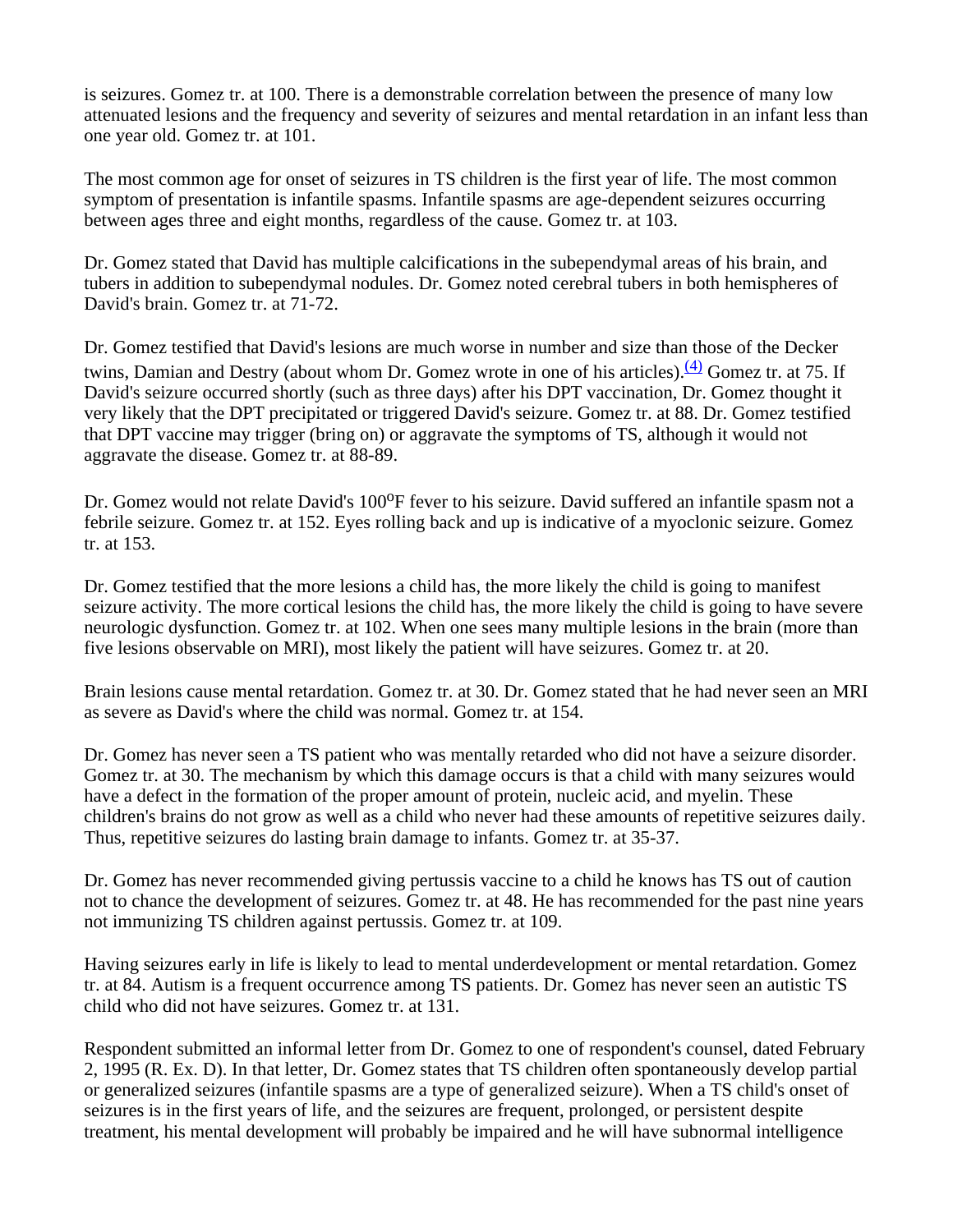is seizures. Gomez tr. at 100. There is a demonstrable correlation between the presence of many low attenuated lesions and the frequency and severity of seizures and mental retardation in an infant less than one year old. Gomez tr. at 101.

The most common age for onset of seizures in TS children is the first year of life. The most common symptom of presentation is infantile spasms. Infantile spasms are age-dependent seizures occurring between ages three and eight months, regardless of the cause. Gomez tr. at 103.

Dr. Gomez stated that David has multiple calcifications in the subependymal areas of his brain, and tubers in addition to subependymal nodules. Dr. Gomez noted cerebral tubers in both hemispheres of David's brain. Gomez tr. at 71-72.

Dr. Gomez testified that David's lesions are much worse in number and size than those of the Decker twins, Damian and Destry (about whom Dr. Gomez wrote in one of his articles).[(4)] Gomez tr. at 75. If David's seizure occurred shortly (such as three days) after his DPT vaccination, Dr. Gomez thought it very likely that the DPT precipitated or triggered David's seizure. Gomez tr. at 88. Dr. Gomez testified that DPT vaccine may trigger (bring on) or aggravate the symptoms of TS, although it would not aggravate the disease. Gomez tr. at 88-89.

Dr. Gomez would not relate David's 100°F fever to his seizure. David suffered an infantile spasm not a febrile seizure. Gomez tr. at 152. Eyes rolling back and up is indicative of a myoclonic seizure. Gomez tr. at 153.

Dr. Gomez testified that the more lesions a child has, the more likely the child is going to manifest seizure activity. The more cortical lesions the child has, the more likely the child is going to have severe neurologic dysfunction. Gomez tr. at 102. When one sees many multiple lesions in the brain (more than five lesions observable on MRI), most likely the patient will have seizures. Gomez tr. at 20.

Brain lesions cause mental retardation. Gomez tr. at 30. Dr. Gomez stated that he had never seen an MRI as severe as David's where the child was normal. Gomez tr. at 154.

Dr. Gomez has never seen a TS patient who was mentally retarded who did not have a seizure disorder. Gomez tr. at 30. The mechanism by which this damage occurs is that a child with many seizures would have a defect in the formation of the proper amount of protein, nucleic acid, and myelin. These children's brains do not grow as well as a child who never had these amounts of repetitive seizures daily. Thus, repetitive seizures do lasting brain damage to infants. Gomez tr. at 35-37.

Dr. Gomez has never recommended giving pertussis vaccine to a child he knows has TS out of caution not to chance the development of seizures. Gomez tr. at 48. He has recommended for the past nine years not immunizing TS children against pertussis. Gomez tr. at 109.

Having seizures early in life is likely to lead to mental underdevelopment or mental retardation. Gomez tr. at 84. Autism is a frequent occurrence among TS patients. Dr. Gomez has never seen an autistic TS child who did not have seizures. Gomez tr. at 131.

Respondent submitted an informal letter from Dr. Gomez to one of respondent's counsel, dated February 2, 1995 (R. Ex. D). In that letter, Dr. Gomez states that TS children often spontaneously develop partial or generalized seizures (infantile spasms are a type of generalized seizure). When a TS child's onset of seizures is in the first years of life, and the seizures are frequent, prolonged, or persistent despite treatment, his mental development will probably be impaired and he will have subnormal intelligence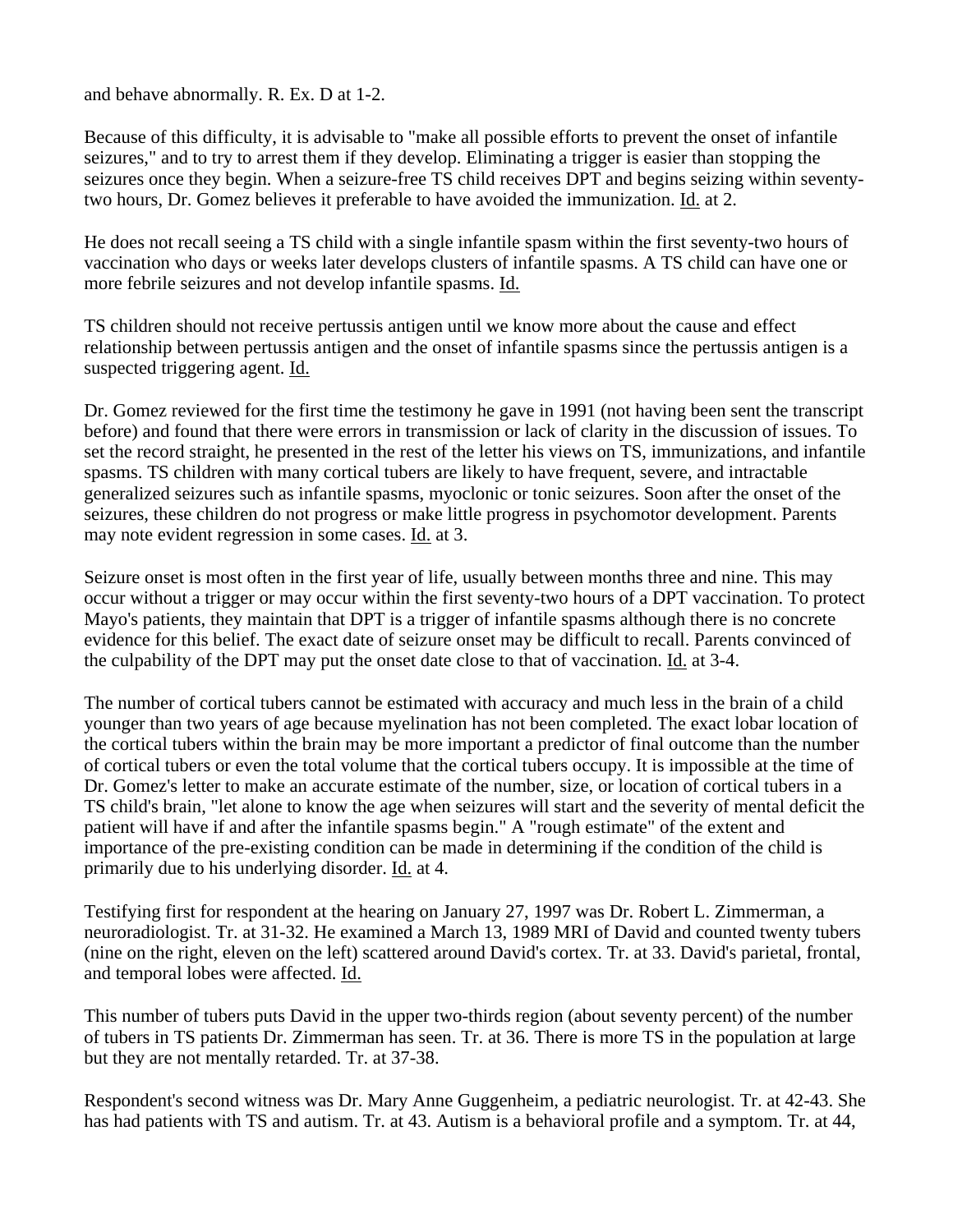and behave abnormally. R. Ex. D at 1-2.

Because of this difficulty, it is advisable to "make all possible efforts to prevent the onset of infantile seizures," and to try to arrest them if they develop. Eliminating a trigger is easier than stopping the seizures once they begin. When a seizure-free TS child receives DPT and begins seizing within seventy-two hours, Dr. Gomez believes it preferable to have avoided the immunization. Id. at 2.

He does not recall seeing a TS child with a single infantile spasm within the first seventy-two hours of vaccination who days or weeks later develops clusters of infantile spasms. A TS child can have one or more febrile seizures and not develop infantile spasms. Id.

TS children should not receive pertussis antigen until we know more about the cause and effect relationship between pertussis antigen and the onset of infantile spasms since the pertussis antigen is a suspected triggering agent. Id.

Dr. Gomez reviewed for the first time the testimony he gave in 1991 (not having been sent the transcript before) and found that there were errors in transmission or lack of clarity in the discussion of issues. To set the record straight, he presented in the rest of the letter his views on TS, immunizations, and infantile spasms. TS children with many cortical tubers are likely to have frequent, severe, and intractable generalized seizures such as infantile spasms, myoclonic or tonic seizures. Soon after the onset of the seizures, these children do not progress or make little progress in psychomotor development. Parents may note evident regression in some cases. Id. at 3.

Seizure onset is most often in the first year of life, usually between months three and nine. This may occur without a trigger or may occur within the first seventy-two hours of a DPT vaccination. To protect Mayo's patients, they maintain that DPT is a trigger of infantile spasms although there is no concrete evidence for this belief. The exact date of seizure onset may be difficult to recall. Parents convinced of the culpability of the DPT may put the onset date close to that of vaccination. Id. at 3-4.

The number of cortical tubers cannot be estimated with accuracy and much less in the brain of a child younger than two years of age because myelination has not been completed. The exact lobar location of the cortical tubers within the brain may be more important a predictor of final outcome than the number of cortical tubers or even the total volume that the cortical tubers occupy. It is impossible at the time of Dr. Gomez's letter to make an accurate estimate of the number, size, or location of cortical tubers in a TS child's brain, "let alone to know the age when seizures will start and the severity of mental deficit the patient will have if and after the infantile spasms begin." A "rough estimate" of the extent and importance of the pre-existing condition can be made in determining if the condition of the child is primarily due to his underlying disorder. Id. at 4.

Testifying first for respondent at the hearing on January 27, 1997 was Dr. Robert L. Zimmerman, a neuroradiologist. Tr. at 31-32. He examined a March 13, 1989 MRI of David and counted twenty tubers (nine on the right, eleven on the left) scattered around David's cortex. Tr. at 33. David's parietal, frontal, and temporal lobes were affected. Id.

This number of tubers puts David in the upper two-thirds region (about seventy percent) of the number of tubers in TS patients Dr. Zimmerman has seen. Tr. at 36. There is more TS in the population at large but they are not mentally retarded. Tr. at 37-38.

Respondent's second witness was Dr. Mary Anne Guggenheim, a pediatric neurologist. Tr. at 42-43. She has had patients with TS and autism. Tr. at 43. Autism is a behavioral profile and a symptom. Tr. at 44,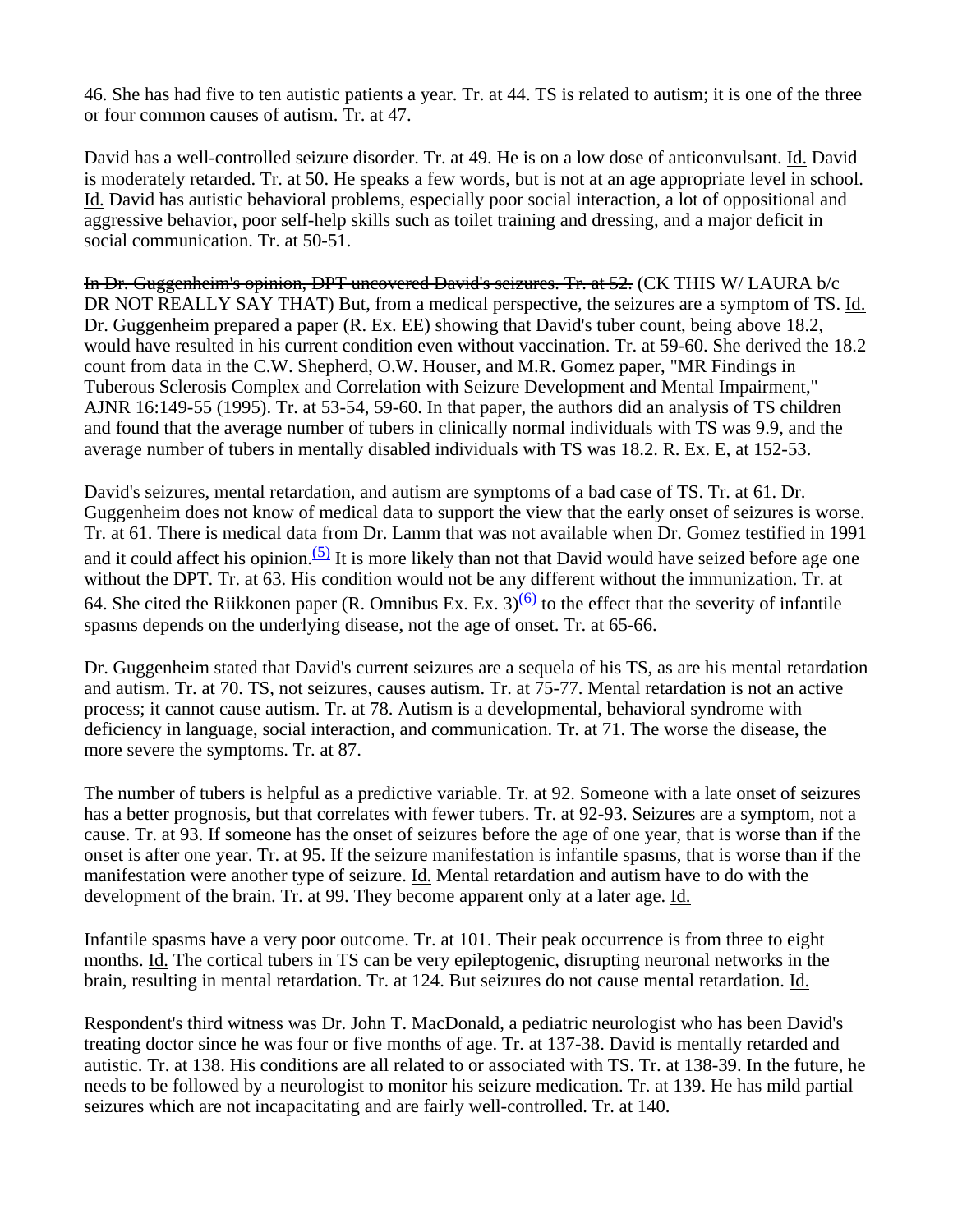46. She has had five to ten autistic patients a year. Tr. at 44. TS is related to autism; it is one of the three or four common causes of autism. Tr. at 47.

David has a well-controlled seizure disorder. Tr. at 49. He is on a low dose of anticonvulsant. Id. David is moderately retarded. Tr. at 50. He speaks a few words, but is not at an age appropriate level in school. Id. David has autistic behavioral problems, especially poor social interaction, a lot of oppositional and aggressive behavior, poor self-help skills such as toilet training and dressing, and a major deficit in social communication. Tr. at 50-51.

~~In Dr. Guggenheim's opinion, DPT uncovered David's seizures. Tr. at 52.~~ (CK THIS W/ LAURA b/c DR NOT REALLY SAY THAT) But, from a medical perspective, the seizures are a symptom of TS. Id. Dr. Guggenheim prepared a paper (R. Ex. EE) showing that David's tuber count, being above 18.2, would have resulted in his current condition even without vaccination. Tr. at 59-60. She derived the 18.2 count from data in the C.W. Shepherd, O.W. Houser, and M.R. Gomez paper, "MR Findings in Tuberous Sclerosis Complex and Correlation with Seizure Development and Mental Impairment," AJNR 16:149-55 (1995). Tr. at 53-54, 59-60. In that paper, the authors did an analysis of TS children and found that the average number of tubers in clinically normal individuals with TS was 9.9, and the average number of tubers in mentally disabled individuals with TS was 18.2. R. Ex. E, at 152-53.

David's seizures, mental retardation, and autism are symptoms of a bad case of TS. Tr. at 61. Dr. Guggenheim does not know of medical data to support the view that the early onset of seizures is worse. Tr. at 61. There is medical data from Dr. Lamm that was not available when Dr. Gomez testified in 1991 and it could affect his opinion.[(5)] It is more likely than not that David would have seized before age one without the DPT. Tr. at 63. His condition would not be any different without the immunization. Tr. at 64. She cited the Riikkonen paper (R. Omnibus Ex. Ex. 3)[(6)] to the effect that the severity of infantile spasms depends on the underlying disease, not the age of onset. Tr. at 65-66.

Dr. Guggenheim stated that David's current seizures are a sequela of his TS, as are his mental retardation and autism. Tr. at 70. TS, not seizures, causes autism. Tr. at 75-77. Mental retardation is not an active process; it cannot cause autism. Tr. at 78. Autism is a developmental, behavioral syndrome with deficiency in language, social interaction, and communication. Tr. at 71. The worse the disease, the more severe the symptoms. Tr. at 87.

The number of tubers is helpful as a predictive variable. Tr. at 92. Someone with a late onset of seizures has a better prognosis, but that correlates with fewer tubers. Tr. at 92-93. Seizures are a symptom, not a cause. Tr. at 93. If someone has the onset of seizures before the age of one year, that is worse than if the onset is after one year. Tr. at 95. If the seizure manifestation is infantile spasms, that is worse than if the manifestation were another type of seizure. Id. Mental retardation and autism have to do with the development of the brain. Tr. at 99. They become apparent only at a later age. Id.

Infantile spasms have a very poor outcome. Tr. at 101. Their peak occurrence is from three to eight months. Id. The cortical tubers in TS can be very epileptogenic, disrupting neuronal networks in the brain, resulting in mental retardation. Tr. at 124. But seizures do not cause mental retardation. Id.

Respondent's third witness was Dr. John T. MacDonald, a pediatric neurologist who has been David's treating doctor since he was four or five months of age. Tr. at 137-38. David is mentally retarded and autistic. Tr. at 138. His conditions are all related to or associated with TS. Tr. at 138-39. In the future, he needs to be followed by a neurologist to monitor his seizure medication. Tr. at 139. He has mild partial seizures which are not incapacitating and are fairly well-controlled. Tr. at 140.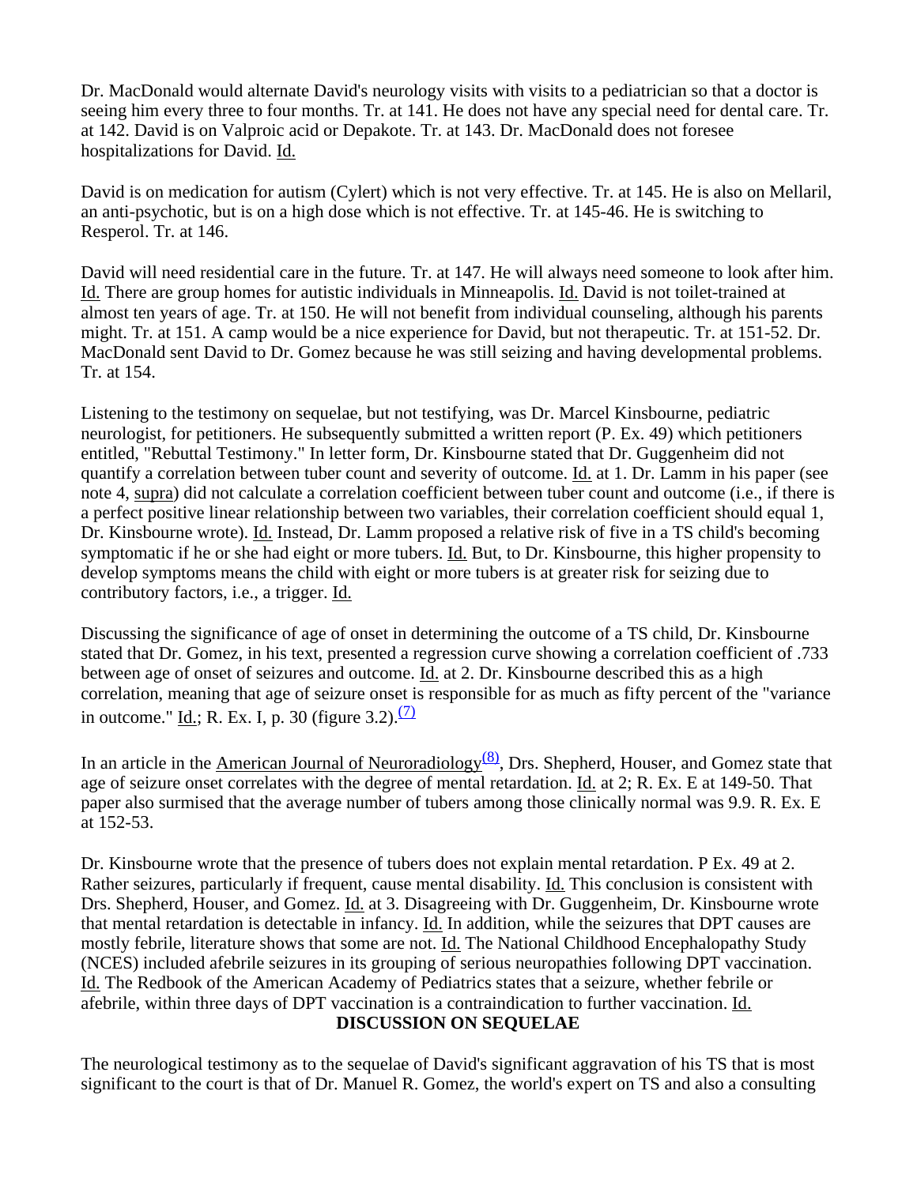Dr. MacDonald would alternate David's neurology visits with visits to a pediatrician so that a doctor is seeing him every three to four months. Tr. at 141. He does not have any special need for dental care. Tr. at 142. David is on Valproic acid or Depakote. Tr. at 143. Dr. MacDonald does not foresee hospitalizations for David. Id.

David is on medication for autism (Cylert) which is not very effective. Tr. at 145. He is also on Mellaril, an anti-psychotic, but is on a high dose which is not effective. Tr. at 145-46. He is switching to Resperol. Tr. at 146.

David will need residential care in the future. Tr. at 147. He will always need someone to look after him. Id. There are group homes for autistic individuals in Minneapolis. Id. David is not toilet-trained at almost ten years of age. Tr. at 150. He will not benefit from individual counseling, although his parents might. Tr. at 151. A camp would be a nice experience for David, but not therapeutic. Tr. at 151-52. Dr. MacDonald sent David to Dr. Gomez because he was still seizing and having developmental problems. Tr. at 154.

Listening to the testimony on sequelae, but not testifying, was Dr. Marcel Kinsbourne, pediatric neurologist, for petitioners. He subsequently submitted a written report (P. Ex. 49) which petitioners entitled, "Rebuttal Testimony." In letter form, Dr. Kinsbourne stated that Dr. Guggenheim did not quantify a correlation between tuber count and severity of outcome. Id. at 1. Dr. Lamm in his paper (see note 4, supra) did not calculate a correlation coefficient between tuber count and outcome (i.e., if there is a perfect positive linear relationship between two variables, their correlation coefficient should equal 1, Dr. Kinsbourne wrote). Id. Instead, Dr. Lamm proposed a relative risk of five in a TS child's becoming symptomatic if he or she had eight or more tubers. Id. But, to Dr. Kinsbourne, this higher propensity to develop symptoms means the child with eight or more tubers is at greater risk for seizing due to contributory factors, i.e., a trigger. Id.

Discussing the significance of age of onset in determining the outcome of a TS child, Dr. Kinsbourne stated that Dr. Gomez, in his text, presented a regression curve showing a correlation coefficient of .733 between age of onset of seizures and outcome. Id. at 2. Dr. Kinsbourne described this as a high correlation, meaning that age of seizure onset is responsible for as much as fifty percent of the "variance in outcome." Id.; R. Ex. I, p. 30 (figure 3.2).[7]

In an article in the American Journal of Neuroradiology[8], Drs. Shepherd, Houser, and Gomez state that age of seizure onset correlates with the degree of mental retardation. Id. at 2; R. Ex. E at 149-50. That paper also surmised that the average number of tubers among those clinically normal was 9.9. R. Ex. E at 152-53.

Dr. Kinsbourne wrote that the presence of tubers does not explain mental retardation. P Ex. 49 at 2. Rather seizures, particularly if frequent, cause mental disability. Id. This conclusion is consistent with Drs. Shepherd, Houser, and Gomez. Id. at 3. Disagreeing with Dr. Guggenheim, Dr. Kinsbourne wrote that mental retardation is detectable in infancy. Id. In addition, while the seizures that DPT causes are mostly febrile, literature shows that some are not. Id. The National Childhood Encephalopathy Study (NCES) included afebrile seizures in its grouping of serious neuropathies following DPT vaccination. Id. The Redbook of the American Academy of Pediatrics states that a seizure, whether febrile or afebrile, within three days of DPT vaccination is a contraindication to further vaccination. Id.

**DISCUSSION ON SEQUELAE**

The neurological testimony as to the sequelae of David's significant aggravation of his TS that is most significant to the court is that of Dr. Manuel R. Gomez, the world's expert on TS and also a consulting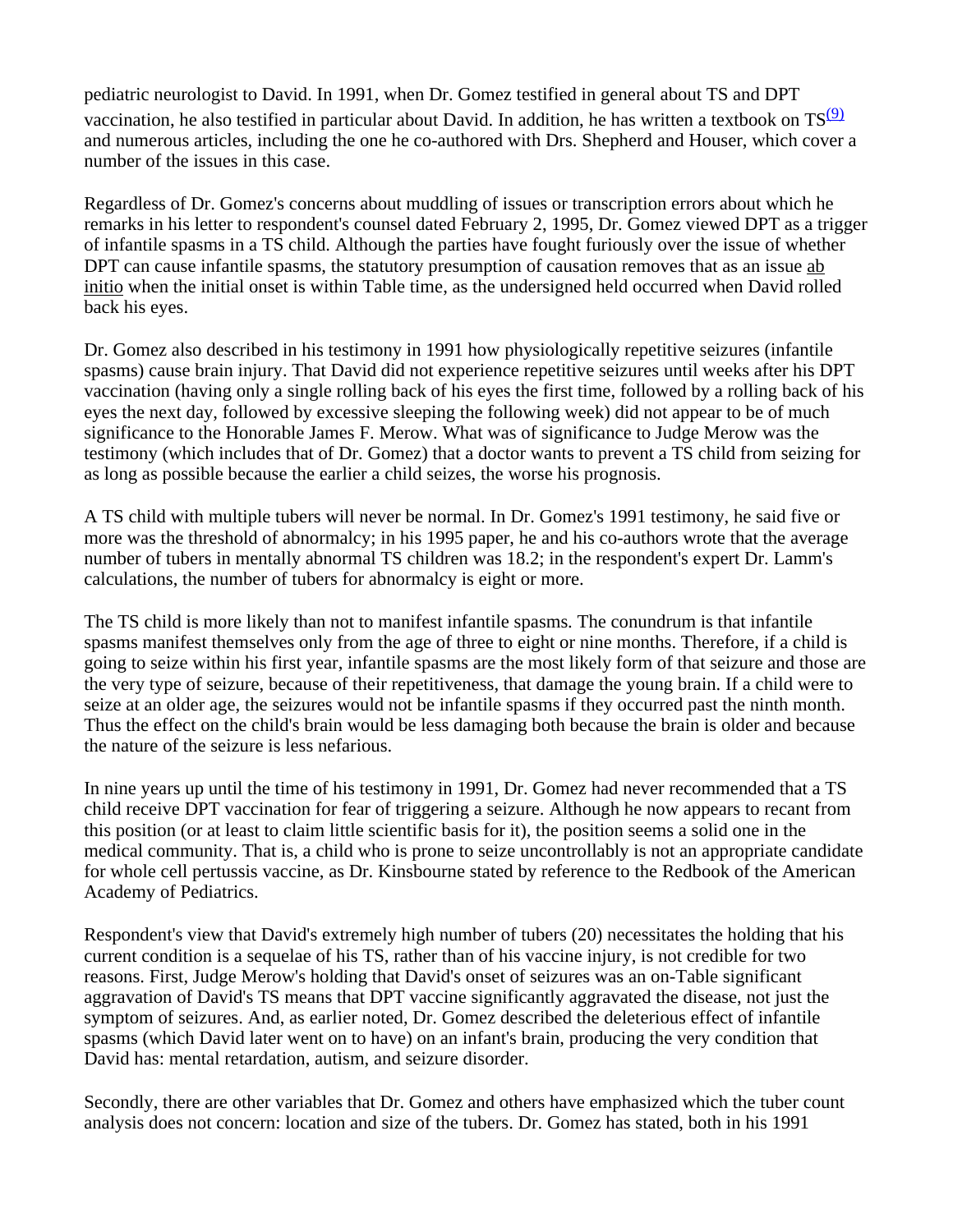pediatric neurologist to David. In 1991, when Dr. Gomez testified in general about TS and DPT vaccination, he also testified in particular about David. In addition, he has written a textbook on TS[(9)] and numerous articles, including the one he co-authored with Drs. Shepherd and Houser, which cover a number of the issues in this case.

Regardless of Dr. Gomez's concerns about muddling of issues or transcription errors about which he remarks in his letter to respondent's counsel dated February 2, 1995, Dr. Gomez viewed DPT as a trigger of infantile spasms in a TS child. Although the parties have fought furiously over the issue of whether DPT can cause infantile spasms, the statutory presumption of causation removes that as an issue ab initio when the initial onset is within Table time, as the undersigned held occurred when David rolled back his eyes.

Dr. Gomez also described in his testimony in 1991 how physiologically repetitive seizures (infantile spasms) cause brain injury. That David did not experience repetitive seizures until weeks after his DPT vaccination (having only a single rolling back of his eyes the first time, followed by a rolling back of his eyes the next day, followed by excessive sleeping the following week) did not appear to be of much significance to the Honorable James F. Merow. What was of significance to Judge Merow was the testimony (which includes that of Dr. Gomez) that a doctor wants to prevent a TS child from seizing for as long as possible because the earlier a child seizes, the worse his prognosis.

A TS child with multiple tubers will never be normal. In Dr. Gomez's 1991 testimony, he said five or more was the threshold of abnormalcy; in his 1995 paper, he and his co-authors wrote that the average number of tubers in mentally abnormal TS children was 18.2; in the respondent's expert Dr. Lamm's calculations, the number of tubers for abnormalcy is eight or more.

The TS child is more likely than not to manifest infantile spasms. The conundrum is that infantile spasms manifest themselves only from the age of three to eight or nine months. Therefore, if a child is going to seize within his first year, infantile spasms are the most likely form of that seizure and those are the very type of seizure, because of their repetitiveness, that damage the young brain. If a child were to seize at an older age, the seizures would not be infantile spasms if they occurred past the ninth month. Thus the effect on the child's brain would be less damaging both because the brain is older and because the nature of the seizure is less nefarious.

In nine years up until the time of his testimony in 1991, Dr. Gomez had never recommended that a TS child receive DPT vaccination for fear of triggering a seizure. Although he now appears to recant from this position (or at least to claim little scientific basis for it), the position seems a solid one in the medical community. That is, a child who is prone to seize uncontrollably is not an appropriate candidate for whole cell pertussis vaccine, as Dr. Kinsbourne stated by reference to the Redbook of the American Academy of Pediatrics.

Respondent's view that David's extremely high number of tubers (20) necessitates the holding that his current condition is a sequelae of his TS, rather than of his vaccine injury, is not credible for two reasons. First, Judge Merow's holding that David's onset of seizures was an on-Table significant aggravation of David's TS means that DPT vaccine significantly aggravated the disease, not just the symptom of seizures. And, as earlier noted, Dr. Gomez described the deleterious effect of infantile spasms (which David later went on to have) on an infant's brain, producing the very condition that David has: mental retardation, autism, and seizure disorder.

Secondly, there are other variables that Dr. Gomez and others have emphasized which the tuber count analysis does not concern: location and size of the tubers. Dr. Gomez has stated, both in his 1991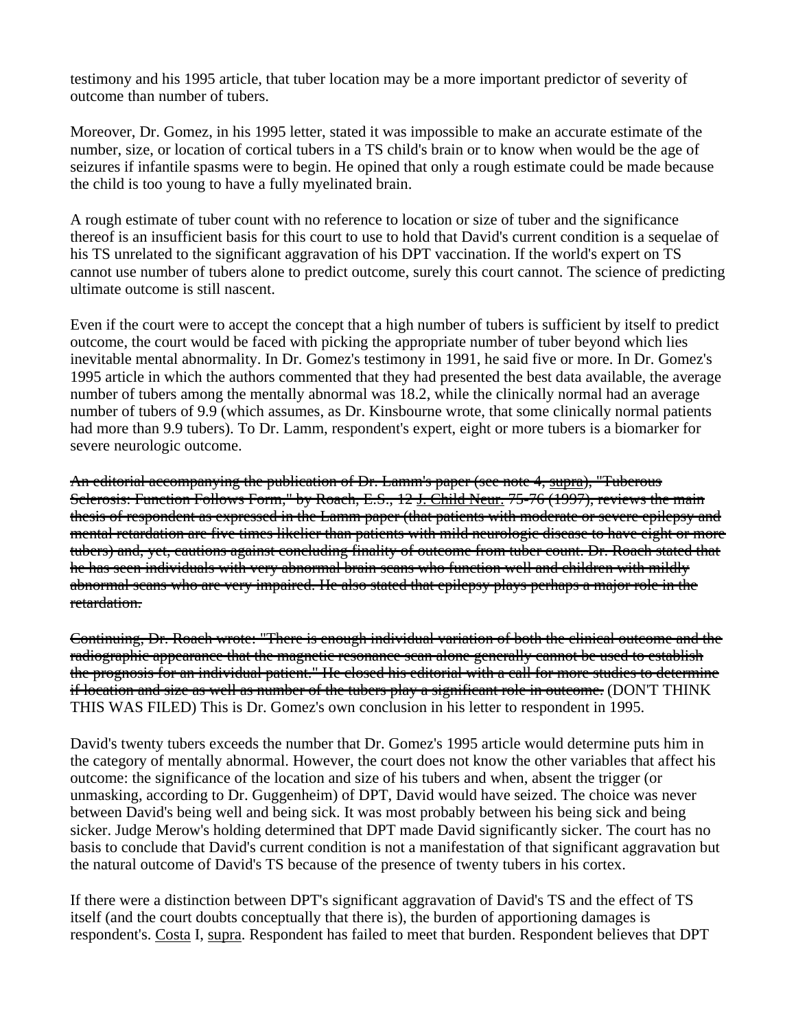testimony and his 1995 article, that tuber location may be a more important predictor of severity of outcome than number of tubers.

Moreover, Dr. Gomez, in his 1995 letter, stated it was impossible to make an accurate estimate of the number, size, or location of cortical tubers in a TS child's brain or to know when would be the age of seizures if infantile spasms were to begin. He opined that only a rough estimate could be made because the child is too young to have a fully myelinated brain.

A rough estimate of tuber count with no reference to location or size of tuber and the significance thereof is an insufficient basis for this court to use to hold that David's current condition is a sequelae of his TS unrelated to the significant aggravation of his DPT vaccination. If the world's expert on TS cannot use number of tubers alone to predict outcome, surely this court cannot. The science of predicting ultimate outcome is still nascent.

Even if the court were to accept the concept that a high number of tubers is sufficient by itself to predict outcome, the court would be faced with picking the appropriate number of tuber beyond which lies inevitable mental abnormality. In Dr. Gomez's testimony in 1991, he said five or more. In Dr. Gomez's 1995 article in which the authors commented that they had presented the best data available, the average number of tubers among the mentally abnormal was 18.2, while the clinically normal had an average number of tubers of 9.9 (which assumes, as Dr. Kinsbourne wrote, that some clinically normal patients had more than 9.9 tubers). To Dr. Lamm, respondent's expert, eight or more tubers is a biomarker for severe neurologic outcome.

~~An editorial accompanying the publication of Dr. Lamm's paper (see note 4, supra), "Tuberous Sclerosis: Function Follows Form," by Roach, E.S., 12 J. Child Neur. 75-76 (1997), reviews the main thesis of respondent as expressed in the Lamm paper (that patients with moderate or severe epilepsy and mental retardation are five times likelier than patients with mild neurologic disease to have eight or more tubers) and, yet, cautions against concluding finality of outcome from tuber count. Dr. Roach stated that he has seen individuals with very abnormal brain scans who function well and children with mildly abnormal scans who are very impaired. He also stated that epilepsy plays perhaps a major role in the retardation.~~

~~Continuing, Dr. Roach wrote: "There is enough individual variation of both the clinical outcome and the radiographic appearance that the magnetic resonance scan alone generally cannot be used to establish the prognosis for an individual patient." He closed his editorial with a call for more studies to determine if location and size as well as number of the tubers play a significant role in outcome.~~ (DON'T THINK THIS WAS FILED) This is Dr. Gomez's own conclusion in his letter to respondent in 1995.

David's twenty tubers exceeds the number that Dr. Gomez's 1995 article would determine puts him in the category of mentally abnormal. However, the court does not know the other variables that affect his outcome: the significance of the location and size of his tubers and when, absent the trigger (or unmasking, according to Dr. Guggenheim) of DPT, David would have seized. The choice was never between David's being well and being sick. It was most probably between his being sick and being sicker. Judge Merow's holding determined that DPT made David significantly sicker. The court has no basis to conclude that David's current condition is not a manifestation of that significant aggravation but the natural outcome of David's TS because of the presence of twenty tubers in his cortex.

If there were a distinction between DPT's significant aggravation of David's TS and the effect of TS itself (and the court doubts conceptually that there is), the burden of apportioning damages is respondent's. Costa I, supra. Respondent has failed to meet that burden. Respondent believes that DPT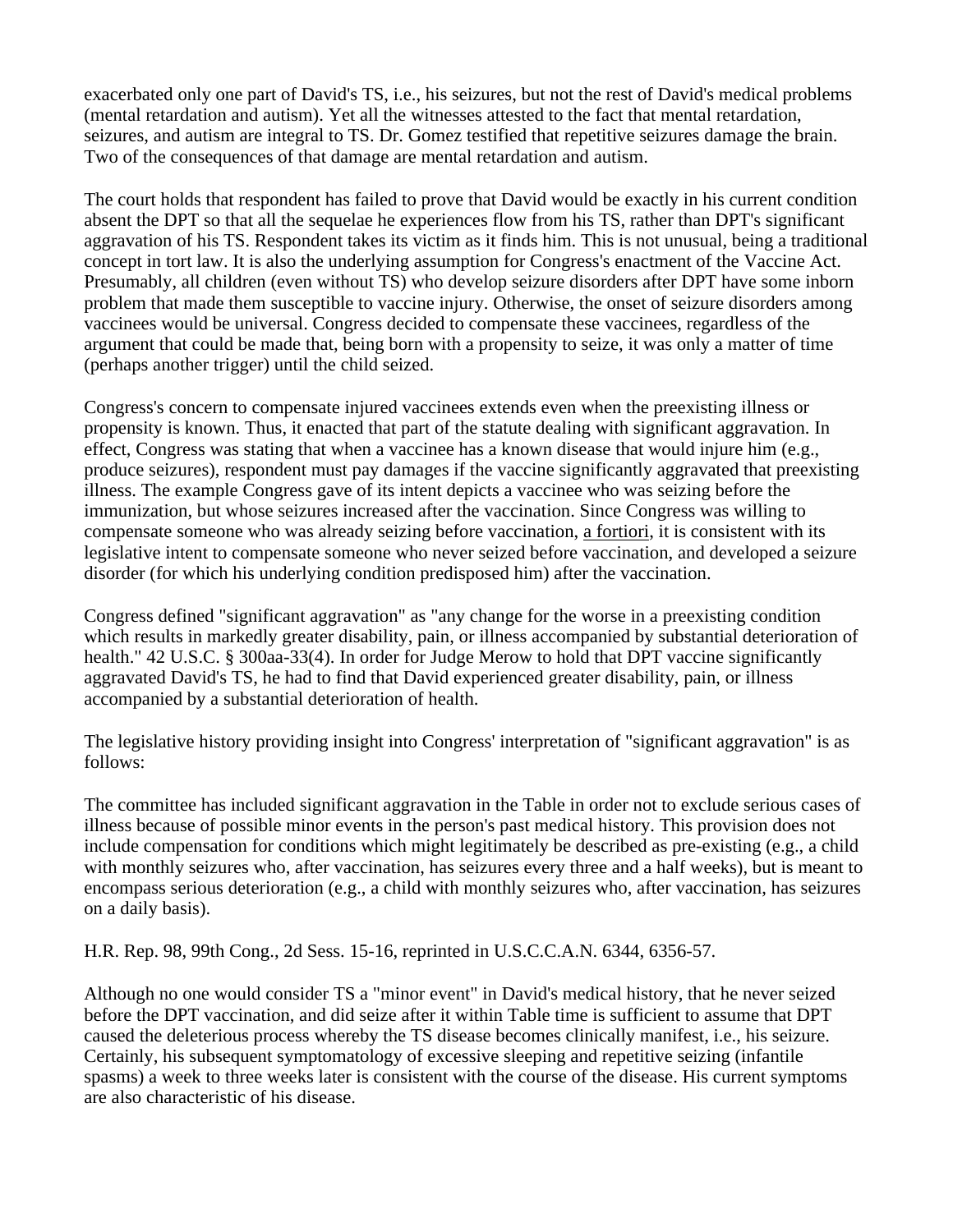exacerbated only one part of David's TS, i.e., his seizures, but not the rest of David's medical problems (mental retardation and autism). Yet all the witnesses attested to the fact that mental retardation, seizures, and autism are integral to TS. Dr. Gomez testified that repetitive seizures damage the brain. Two of the consequences of that damage are mental retardation and autism.

The court holds that respondent has failed to prove that David would be exactly in his current condition absent the DPT so that all the sequelae he experiences flow from his TS, rather than DPT's significant aggravation of his TS. Respondent takes its victim as it finds him. This is not unusual, being a traditional concept in tort law. It is also the underlying assumption for Congress's enactment of the Vaccine Act. Presumably, all children (even without TS) who develop seizure disorders after DPT have some inborn problem that made them susceptible to vaccine injury. Otherwise, the onset of seizure disorders among vaccinees would be universal. Congress decided to compensate these vaccinees, regardless of the argument that could be made that, being born with a propensity to seize, it was only a matter of time (perhaps another trigger) until the child seized.

Congress's concern to compensate injured vaccinees extends even when the preexisting illness or propensity is known. Thus, it enacted that part of the statute dealing with significant aggravation. In effect, Congress was stating that when a vaccinee has a known disease that would injure him (e.g., produce seizures), respondent must pay damages if the vaccine significantly aggravated that preexisting illness. The example Congress gave of its intent depicts a vaccinee who was seizing before the immunization, but whose seizures increased after the vaccination. Since Congress was willing to compensate someone who was already seizing before vaccination, a fortiori, it is consistent with its legislative intent to compensate someone who never seized before vaccination, and developed a seizure disorder (for which his underlying condition predisposed him) after the vaccination.

Congress defined "significant aggravation" as "any change for the worse in a preexisting condition which results in markedly greater disability, pain, or illness accompanied by substantial deterioration of health." 42 U.S.C. § 300aa-33(4). In order for Judge Merow to hold that DPT vaccine significantly aggravated David's TS, he had to find that David experienced greater disability, pain, or illness accompanied by a substantial deterioration of health.

The legislative history providing insight into Congress' interpretation of "significant aggravation" is as follows:

The committee has included significant aggravation in the Table in order not to exclude serious cases of illness because of possible minor events in the person's past medical history. This provision does not include compensation for conditions which might legitimately be described as pre-existing (e.g., a child with monthly seizures who, after vaccination, has seizures every three and a half weeks), but is meant to encompass serious deterioration (e.g., a child with monthly seizures who, after vaccination, has seizures on a daily basis).

H.R. Rep. 98, 99th Cong., 2d Sess. 15-16, reprinted in U.S.C.C.A.N. 6344, 6356-57.

Although no one would consider TS a "minor event" in David's medical history, that he never seized before the DPT vaccination, and did seize after it within Table time is sufficient to assume that DPT caused the deleterious process whereby the TS disease becomes clinically manifest, i.e., his seizure. Certainly, his subsequent symptomatology of excessive sleeping and repetitive seizing (infantile spasms) a week to three weeks later is consistent with the course of the disease. His current symptoms are also characteristic of his disease.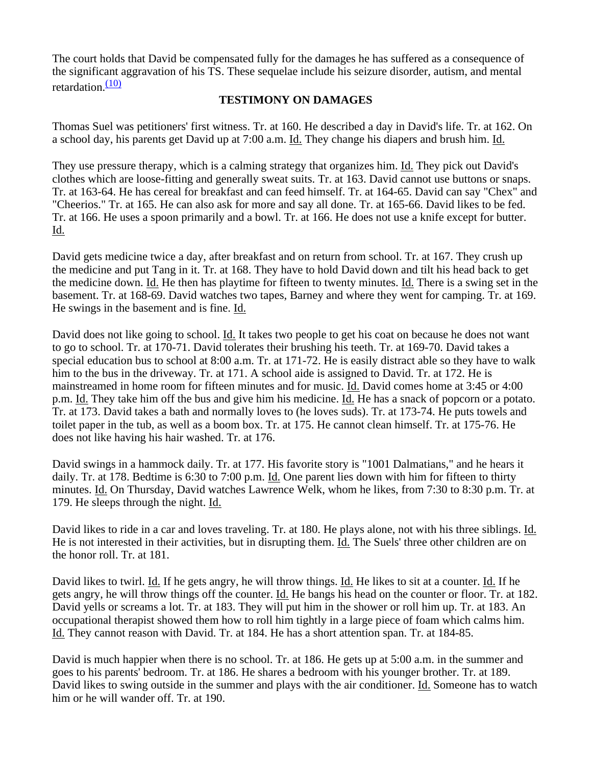The court holds that David be compensated fully for the damages he has suffered as a consequence of the significant aggravation of his TS. These sequelae include his seizure disorder, autism, and mental retardation.[(10)]

## TESTIMONY ON DAMAGES

Thomas Suel was petitioners' first witness. Tr. at 160. He described a day in David's life. Tr. at 162. On a school day, his parents get David up at 7:00 a.m. Id. They change his diapers and brush him. Id.

They use pressure therapy, which is a calming strategy that organizes him. Id. They pick out David's clothes which are loose-fitting and generally sweat suits. Tr. at 163. David cannot use buttons or snaps. Tr. at 163-64. He has cereal for breakfast and can feed himself. Tr. at 164-65. David can say "Chex" and "Cheerios." Tr. at 165. He can also ask for more and say all done. Tr. at 165-66. David likes to be fed. Tr. at 166. He uses a spoon primarily and a bowl. Tr. at 166. He does not use a knife except for butter. Id.

David gets medicine twice a day, after breakfast and on return from school. Tr. at 167. They crush up the medicine and put Tang in it. Tr. at 168. They have to hold David down and tilt his head back to get the medicine down. Id. He then has playtime for fifteen to twenty minutes. Id. There is a swing set in the basement. Tr. at 168-69. David watches two tapes, Barney and where they went for camping. Tr. at 169. He swings in the basement and is fine. Id.

David does not like going to school. Id. It takes two people to get his coat on because he does not want to go to school. Tr. at 170-71. David tolerates their brushing his teeth. Tr. at 169-70. David takes a special education bus to school at 8:00 a.m. Tr. at 171-72. He is easily distract able so they have to walk him to the bus in the driveway. Tr. at 171. A school aide is assigned to David. Tr. at 172. He is mainstreamed in home room for fifteen minutes and for music. Id. David comes home at 3:45 or 4:00 p.m. Id. They take him off the bus and give him his medicine. Id. He has a snack of popcorn or a potato. Tr. at 173. David takes a bath and normally loves to (he loves suds). Tr. at 173-74. He puts towels and toilet paper in the tub, as well as a boom box. Tr. at 175. He cannot clean himself. Tr. at 175-76. He does not like having his hair washed. Tr. at 176.

David swings in a hammock daily. Tr. at 177. His favorite story is "1001 Dalmatians," and he hears it daily. Tr. at 178. Bedtime is 6:30 to 7:00 p.m. Id. One parent lies down with him for fifteen to thirty minutes. Id. On Thursday, David watches Lawrence Welk, whom he likes, from 7:30 to 8:30 p.m. Tr. at 179. He sleeps through the night. Id.

David likes to ride in a car and loves traveling. Tr. at 180. He plays alone, not with his three siblings. Id. He is not interested in their activities, but in disrupting them. Id. The Suels' three other children are on the honor roll. Tr. at 181.

David likes to twirl. Id. If he gets angry, he will throw things. Id. He likes to sit at a counter. Id. If he gets angry, he will throw things off the counter. Id. He bangs his head on the counter or floor. Tr. at 182. David yells or screams a lot. Tr. at 183. They will put him in the shower or roll him up. Tr. at 183. An occupational therapist showed them how to roll him tightly in a large piece of foam which calms him. Id. They cannot reason with David. Tr. at 184. He has a short attention span. Tr. at 184-85.

David is much happier when there is no school. Tr. at 186. He gets up at 5:00 a.m. in the summer and goes to his parents' bedroom. Tr. at 186. He shares a bedroom with his younger brother. Tr. at 189. David likes to swing outside in the summer and plays with the air conditioner. Id. Someone has to watch him or he will wander off. Tr. at 190.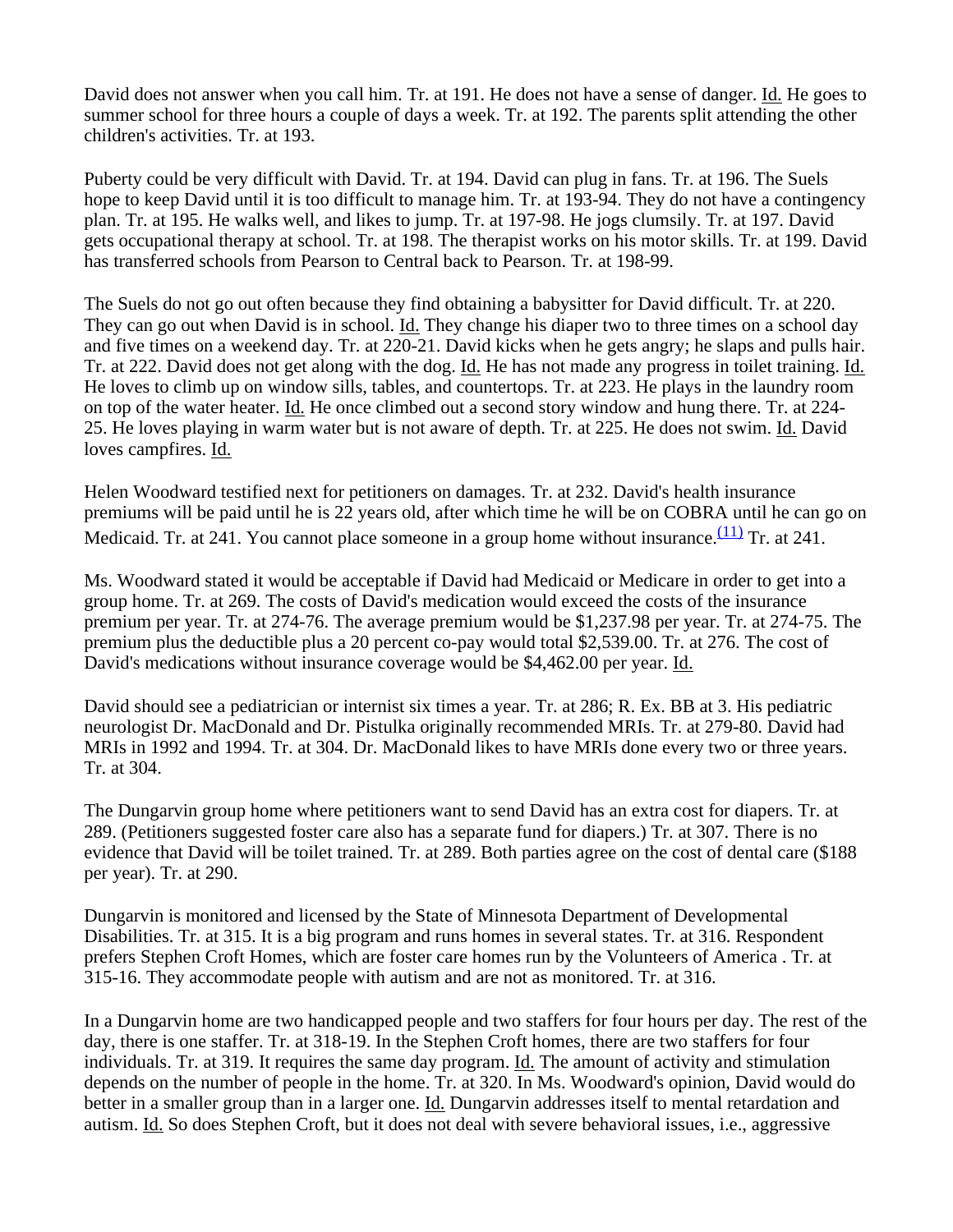David does not answer when you call him. Tr. at 191. He does not have a sense of danger. Id. He goes to summer school for three hours a couple of days a week. Tr. at 192. The parents split attending the other children's activities. Tr. at 193.

Puberty could be very difficult with David. Tr. at 194. David can plug in fans. Tr. at 196. The Suels hope to keep David until it is too difficult to manage him. Tr. at 193-94. They do not have a contingency plan. Tr. at 195. He walks well, and likes to jump. Tr. at 197-98. He jogs clumsily. Tr. at 197. David gets occupational therapy at school. Tr. at 198. The therapist works on his motor skills. Tr. at 199. David has transferred schools from Pearson to Central back to Pearson. Tr. at 198-99.

The Suels do not go out often because they find obtaining a babysitter for David difficult. Tr. at 220. They can go out when David is in school. Id. They change his diaper two to three times on a school day and five times on a weekend day. Tr. at 220-21. David kicks when he gets angry; he slaps and pulls hair. Tr. at 222. David does not get along with the dog. Id. He has not made any progress in toilet training. Id. He loves to climb up on window sills, tables, and countertops. Tr. at 223. He plays in the laundry room on top of the water heater. Id. He once climbed out a second story window and hung there. Tr. at 224-25. He loves playing in warm water but is not aware of depth. Tr. at 225. He does not swim. Id. David loves campfires. Id.

Helen Woodward testified next for petitioners on damages. Tr. at 232. David's health insurance premiums will be paid until he is 22 years old, after which time he will be on COBRA until he can go on Medicaid. Tr. at 241. You cannot place someone in a group home without insurance.[(11)] Tr. at 241.

Ms. Woodward stated it would be acceptable if David had Medicaid or Medicare in order to get into a group home. Tr. at 269. The costs of David's medication would exceed the costs of the insurance premium per year. Tr. at 274-76. The average premium would be $1,237.98 per year. Tr. at 274-75. The premium plus the deductible plus a 20 percent co-pay would total $2,539.00. Tr. at 276. The cost of David's medications without insurance coverage would be $4,462.00 per year. Id.

David should see a pediatrician or internist six times a year. Tr. at 286; R. Ex. BB at 3. His pediatric neurologist Dr. MacDonald and Dr. Pistulka originally recommended MRIs. Tr. at 279-80. David had MRIs in 1992 and 1994. Tr. at 304. Dr. MacDonald likes to have MRIs done every two or three years. Tr. at 304.

The Dungarvin group home where petitioners want to send David has an extra cost for diapers. Tr. at 289. (Petitioners suggested foster care also has a separate fund for diapers.) Tr. at 307. There is no evidence that David will be toilet trained. Tr. at 289. Both parties agree on the cost of dental care ($188 per year). Tr. at 290.

Dungarvin is monitored and licensed by the State of Minnesota Department of Developmental Disabilities. Tr. at 315. It is a big program and runs homes in several states. Tr. at 316. Respondent prefers Stephen Croft Homes, which are foster care homes run by the Volunteers of America . Tr. at 315-16. They accommodate people with autism and are not as monitored. Tr. at 316.

In a Dungarvin home are two handicapped people and two staffers for four hours per day. The rest of the day, there is one staffer. Tr. at 318-19. In the Stephen Croft homes, there are two staffers for four individuals. Tr. at 319. It requires the same day program. Id. The amount of activity and stimulation depends on the number of people in the home. Tr. at 320. In Ms. Woodward's opinion, David would do better in a smaller group than in a larger one. Id. Dungarvin addresses itself to mental retardation and autism. Id. So does Stephen Croft, but it does not deal with severe behavioral issues, i.e., aggressive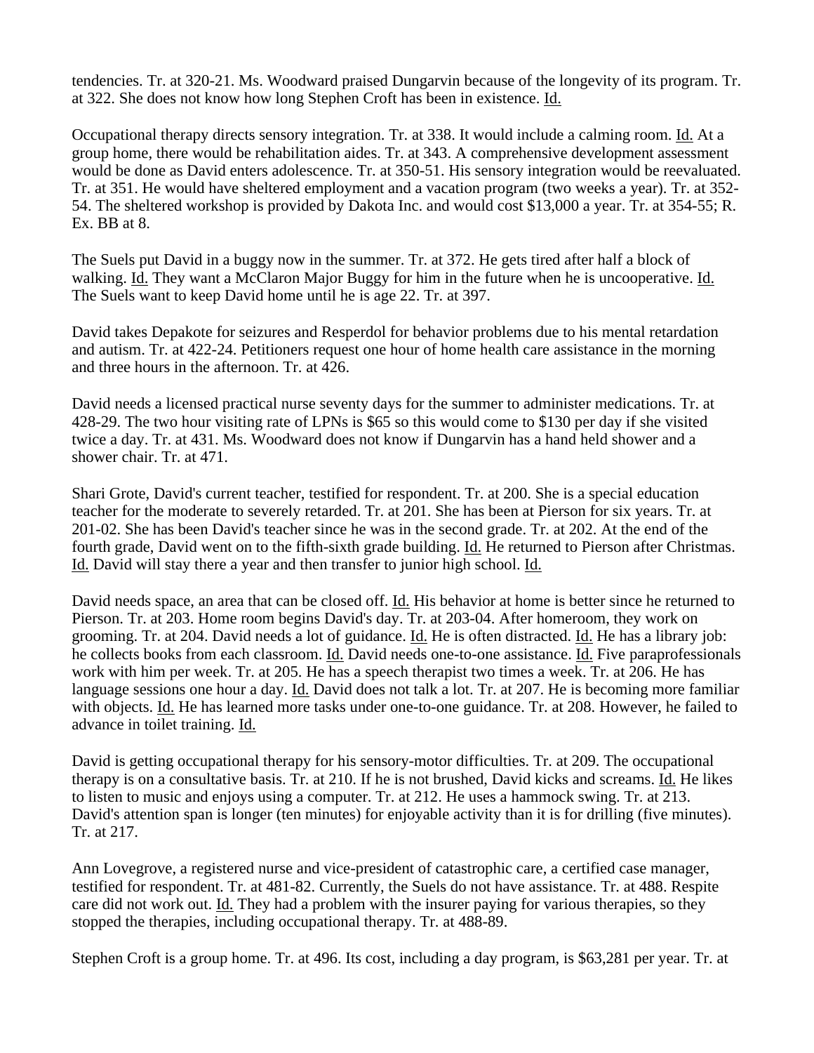tendencies. Tr. at 320-21. Ms. Woodward praised Dungarvin because of the longevity of its program. Tr. at 322. She does not know how long Stephen Croft has been in existence. Id.

Occupational therapy directs sensory integration. Tr. at 338. It would include a calming room. Id. At a group home, there would be rehabilitation aides. Tr. at 343. A comprehensive development assessment would be done as David enters adolescence. Tr. at 350-51. His sensory integration would be reevaluated. Tr. at 351. He would have sheltered employment and a vacation program (two weeks a year). Tr. at 352-54. The sheltered workshop is provided by Dakota Inc. and would cost $13,000 a year. Tr. at 354-55; R. Ex. BB at 8.

The Suels put David in a buggy now in the summer. Tr. at 372. He gets tired after half a block of walking. Id. They want a McClaron Major Buggy for him in the future when he is uncooperative. Id. The Suels want to keep David home until he is age 22. Tr. at 397.

David takes Depakote for seizures and Resperdol for behavior problems due to his mental retardation and autism. Tr. at 422-24. Petitioners request one hour of home health care assistance in the morning and three hours in the afternoon. Tr. at 426.

David needs a licensed practical nurse seventy days for the summer to administer medications. Tr. at 428-29. The two hour visiting rate of LPNs is $65 so this would come to $130 per day if she visited twice a day. Tr. at 431. Ms. Woodward does not know if Dungarvin has a hand held shower and a shower chair. Tr. at 471.

Shari Grote, David's current teacher, testified for respondent. Tr. at 200. She is a special education teacher for the moderate to severely retarded. Tr. at 201. She has been at Pierson for six years. Tr. at 201-02. She has been David's teacher since he was in the second grade. Tr. at 202. At the end of the fourth grade, David went on to the fifth-sixth grade building. Id. He returned to Pierson after Christmas. Id. David will stay there a year and then transfer to junior high school. Id.

David needs space, an area that can be closed off. Id. His behavior at home is better since he returned to Pierson. Tr. at 203. Home room begins David's day. Tr. at 203-04. After homeroom, they work on grooming. Tr. at 204. David needs a lot of guidance. Id. He is often distracted. Id. He has a library job: he collects books from each classroom. Id. David needs one-to-one assistance. Id. Five paraprofessionals work with him per week. Tr. at 205. He has a speech therapist two times a week. Tr. at 206. He has language sessions one hour a day. Id. David does not talk a lot. Tr. at 207. He is becoming more familiar with objects. Id. He has learned more tasks under one-to-one guidance. Tr. at 208. However, he failed to advance in toilet training. Id.

David is getting occupational therapy for his sensory-motor difficulties. Tr. at 209. The occupational therapy is on a consultative basis. Tr. at 210. If he is not brushed, David kicks and screams. Id. He likes to listen to music and enjoys using a computer. Tr. at 212. He uses a hammock swing. Tr. at 213. David's attention span is longer (ten minutes) for enjoyable activity than it is for drilling (five minutes). Tr. at 217.

Ann Lovegrove, a registered nurse and vice-president of catastrophic care, a certified case manager, testified for respondent. Tr. at 481-82. Currently, the Suels do not have assistance. Tr. at 488. Respite care did not work out. Id. They had a problem with the insurer paying for various therapies, so they stopped the therapies, including occupational therapy. Tr. at 488-89.

Stephen Croft is a group home. Tr. at 496. Its cost, including a day program, is $63,281 per year. Tr. at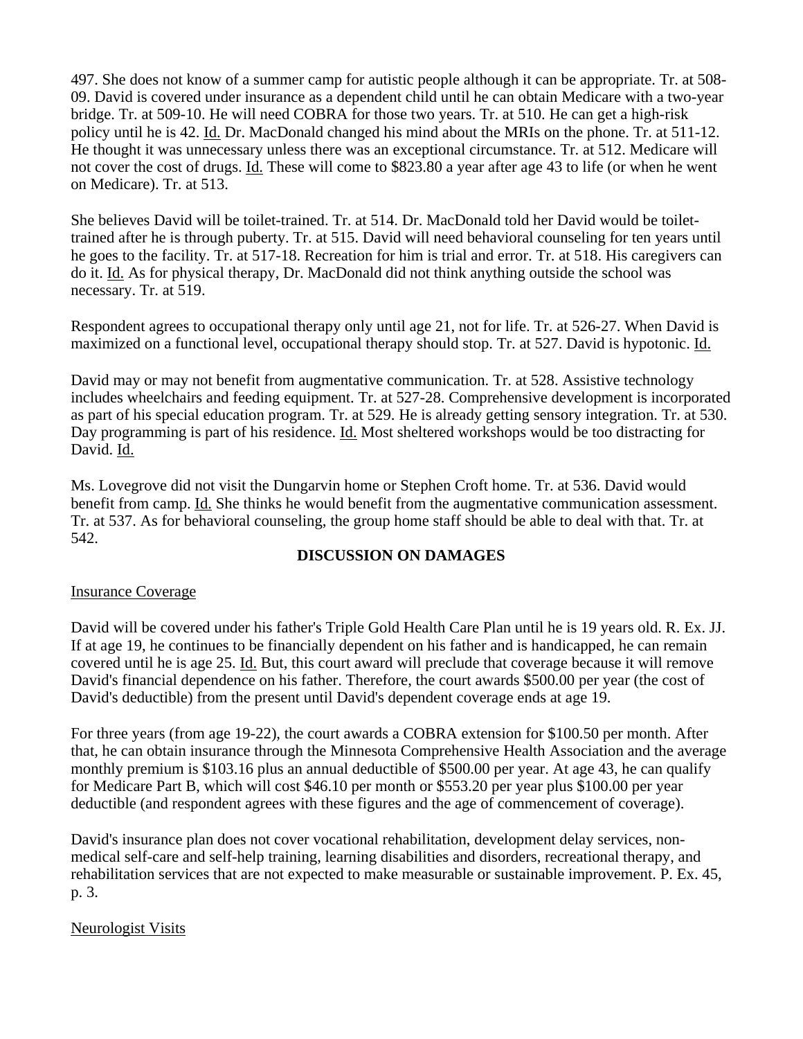497. She does not know of a summer camp for autistic people although it can be appropriate. Tr. at 508-09. David is covered under insurance as a dependent child until he can obtain Medicare with a two-year bridge. Tr. at 509-10. He will need COBRA for those two years. Tr. at 510. He can get a high-risk policy until he is 42. Id. Dr. MacDonald changed his mind about the MRIs on the phone. Tr. at 511-12. He thought it was unnecessary unless there was an exceptional circumstance. Tr. at 512. Medicare will not cover the cost of drugs. Id. These will come to $823.80 a year after age 43 to life (or when he went on Medicare). Tr. at 513.

She believes David will be toilet-trained. Tr. at 514. Dr. MacDonald told her David would be toilet-trained after he is through puberty. Tr. at 515. David will need behavioral counseling for ten years until he goes to the facility. Tr. at 517-18. Recreation for him is trial and error. Tr. at 518. His caregivers can do it. Id. As for physical therapy, Dr. MacDonald did not think anything outside the school was necessary. Tr. at 519.

Respondent agrees to occupational therapy only until age 21, not for life. Tr. at 526-27. When David is maximized on a functional level, occupational therapy should stop. Tr. at 527. David is hypotonic. Id.

David may or may not benefit from augmentative communication. Tr. at 528. Assistive technology includes wheelchairs and feeding equipment. Tr. at 527-28. Comprehensive development is incorporated as part of his special education program. Tr. at 529. He is already getting sensory integration. Tr. at 530. Day programming is part of his residence. Id. Most sheltered workshops would be too distracting for David. Id.

Ms. Lovegrove did not visit the Dungarvin home or Stephen Croft home. Tr. at 536. David would benefit from camp. Id. She thinks he would benefit from the augmentative communication assessment. Tr. at 537. As for behavioral counseling, the group home staff should be able to deal with that. Tr. at 542.

## DISCUSSION ON DAMAGES

Insurance Coverage

David will be covered under his father's Triple Gold Health Care Plan until he is 19 years old. R. Ex. JJ. If at age 19, he continues to be financially dependent on his father and is handicapped, he can remain covered until he is age 25. Id. But, this court award will preclude that coverage because it will remove David's financial dependence on his father. Therefore, the court awards $500.00 per year (the cost of David's deductible) from the present until David's dependent coverage ends at age 19.

For three years (from age 19-22), the court awards a COBRA extension for $100.50 per month. After that, he can obtain insurance through the Minnesota Comprehensive Health Association and the average monthly premium is $103.16 plus an annual deductible of $500.00 per year. At age 43, he can qualify for Medicare Part B, which will cost $46.10 per month or $553.20 per year plus $100.00 per year deductible (and respondent agrees with these figures and the age of commencement of coverage).

David's insurance plan does not cover vocational rehabilitation, development delay services, non-medical self-care and self-help training, learning disabilities and disorders, recreational therapy, and rehabilitation services that are not expected to make measurable or sustainable improvement. P. Ex. 45, p. 3.

Neurologist Visits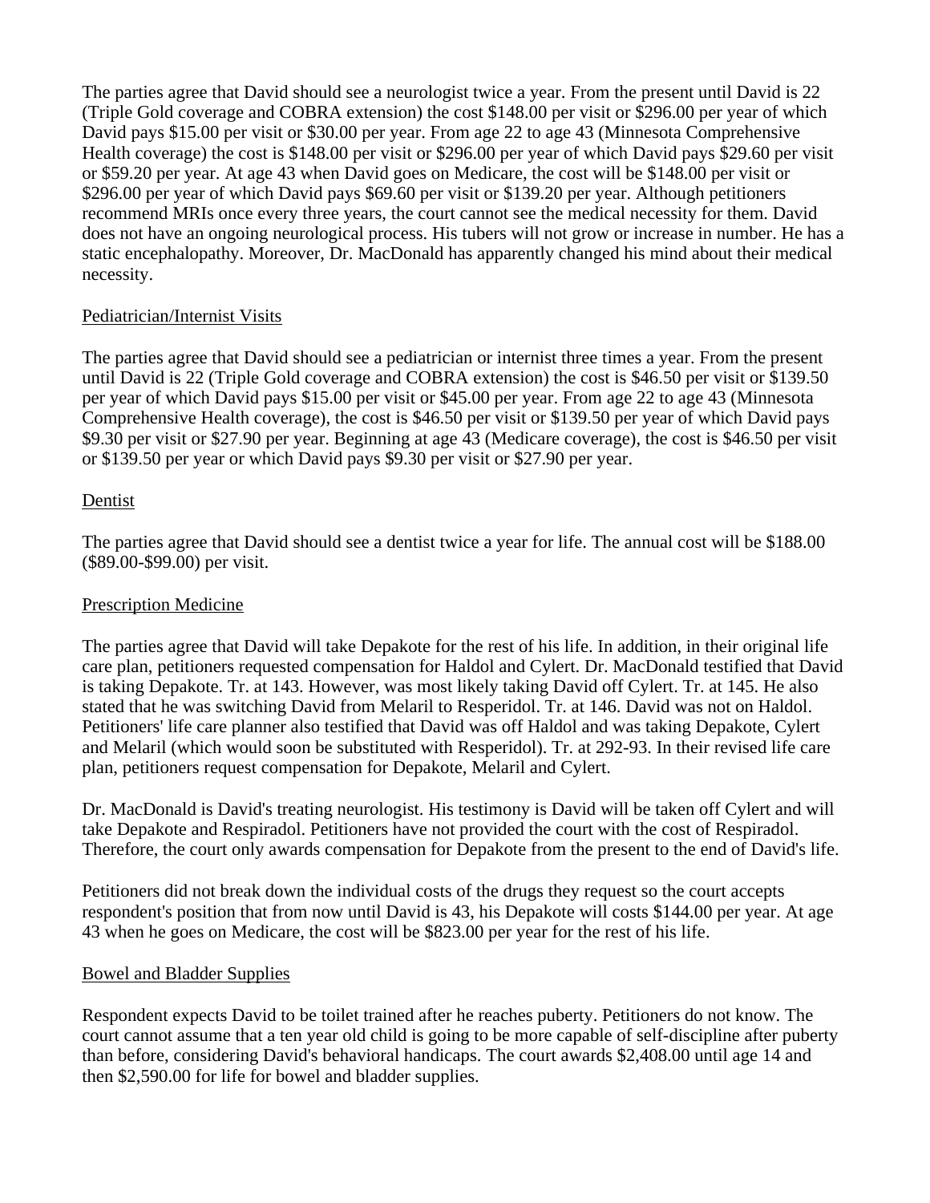The parties agree that David should see a neurologist twice a year. From the present until David is 22 (Triple Gold coverage and COBRA extension) the cost $148.00 per visit or $296.00 per year of which David pays $15.00 per visit or $30.00 per year. From age 22 to age 43 (Minnesota Comprehensive Health coverage) the cost is $148.00 per visit or $296.00 per year of which David pays $29.60 per visit or $59.20 per year. At age 43 when David goes on Medicare, the cost will be $148.00 per visit or $296.00 per year of which David pays $69.60 per visit or $139.20 per year. Although petitioners recommend MRIs once every three years, the court cannot see the medical necessity for them. David does not have an ongoing neurological process. His tubers will not grow or increase in number. He has a static encephalopathy. Moreover, Dr. MacDonald has apparently changed his mind about their medical necessity.

Pediatrician/Internist Visits

The parties agree that David should see a pediatrician or internist three times a year. From the present until David is 22 (Triple Gold coverage and COBRA extension) the cost is $46.50 per visit or $139.50 per year of which David pays $15.00 per visit or $45.00 per year. From age 22 to age 43 (Minnesota Comprehensive Health coverage), the cost is $46.50 per visit or $139.50 per year of which David pays $9.30 per visit or $27.90 per year. Beginning at age 43 (Medicare coverage), the cost is $46.50 per visit or $139.50 per year or which David pays $9.30 per visit or $27.90 per year.

Dentist

The parties agree that David should see a dentist twice a year for life. The annual cost will be $188.00 ($89.00-$99.00) per visit.

Prescription Medicine

The parties agree that David will take Depakote for the rest of his life. In addition, in their original life care plan, petitioners requested compensation for Haldol and Cylert. Dr. MacDonald testified that David is taking Depakote. Tr. at 143. However, was most likely taking David off Cylert. Tr. at 145. He also stated that he was switching David from Melaril to Resperidol. Tr. at 146. David was not on Haldol. Petitioners' life care planner also testified that David was off Haldol and was taking Depakote, Cylert and Melaril (which would soon be substituted with Resperidol). Tr. at 292-93. In their revised life care plan, petitioners request compensation for Depakote, Melaril and Cylert.

Dr. MacDonald is David's treating neurologist. His testimony is David will be taken off Cylert and will take Depakote and Respiradol. Petitioners have not provided the court with the cost of Respiradol. Therefore, the court only awards compensation for Depakote from the present to the end of David's life.

Petitioners did not break down the individual costs of the drugs they request so the court accepts respondent's position that from now until David is 43, his Depakote will costs $144.00 per year. At age 43 when he goes on Medicare, the cost will be $823.00 per year for the rest of his life.

Bowel and Bladder Supplies

Respondent expects David to be toilet trained after he reaches puberty. Petitioners do not know. The court cannot assume that a ten year old child is going to be more capable of self-discipline after puberty than before, considering David's behavioral handicaps. The court awards $2,408.00 until age 14 and then $2,590.00 for life for bowel and bladder supplies.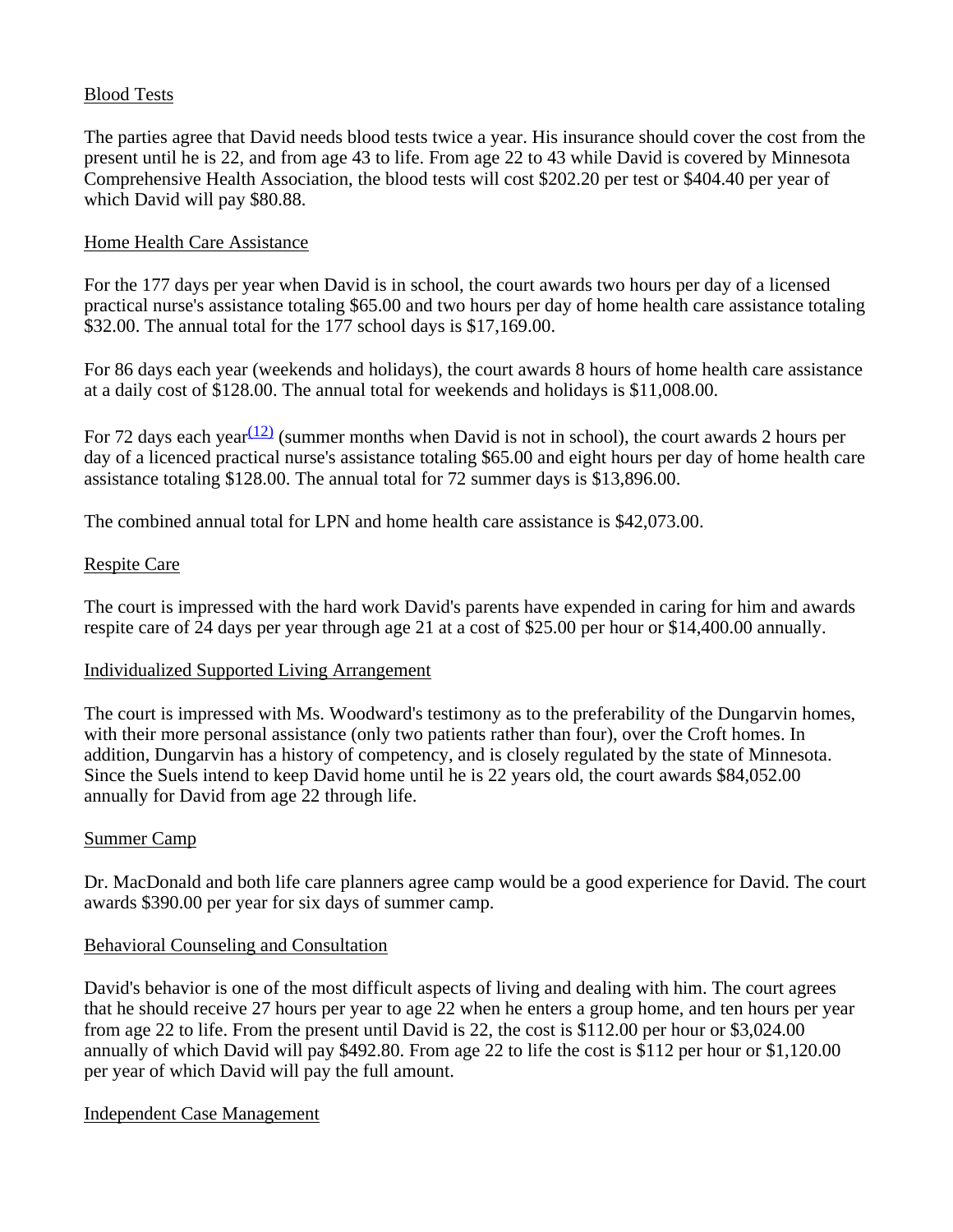Blood Tests

The parties agree that David needs blood tests twice a year. His insurance should cover the cost from the present until he is 22, and from age 43 to life. From age 22 to 43 while David is covered by Minnesota Comprehensive Health Association, the blood tests will cost $202.20 per test or $404.40 per year of which David will pay $80.88.

Home Health Care Assistance

For the 177 days per year when David is in school, the court awards two hours per day of a licensed practical nurse's assistance totaling $65.00 and two hours per day of home health care assistance totaling $32.00. The annual total for the 177 school days is $17,169.00.

For 86 days each year (weekends and holidays), the court awards 8 hours of home health care assistance at a daily cost of $128.00. The annual total for weekends and holidays is $11,008.00.

For 72 days each year[(12)] (summer months when David is not in school), the court awards 2 hours per day of a licenced practical nurse's assistance totaling $65.00 and eight hours per day of home health care assistance totaling $128.00. The annual total for 72 summer days is $13,896.00.

The combined annual total for LPN and home health care assistance is $42,073.00.

Respite Care

The court is impressed with the hard work David's parents have expended in caring for him and awards respite care of 24 days per year through age 21 at a cost of $25.00 per hour or $14,400.00 annually.

Individualized Supported Living Arrangement

The court is impressed with Ms. Woodward's testimony as to the preferability of the Dungarvin homes, with their more personal assistance (only two patients rather than four), over the Croft homes. In addition, Dungarvin has a history of competency, and is closely regulated by the state of Minnesota. Since the Suels intend to keep David home until he is 22 years old, the court awards $84,052.00 annually for David from age 22 through life.

Summer Camp

Dr. MacDonald and both life care planners agree camp would be a good experience for David. The court awards $390.00 per year for six days of summer camp.

Behavioral Counseling and Consultation

David's behavior is one of the most difficult aspects of living and dealing with him. The court agrees that he should receive 27 hours per year to age 22 when he enters a group home, and ten hours per year from age 22 to life. From the present until David is 22, the cost is $112.00 per hour or $3,024.00 annually of which David will pay $492.80. From age 22 to life the cost is $112 per hour or $1,120.00 per year of which David will pay the full amount.

Independent Case Management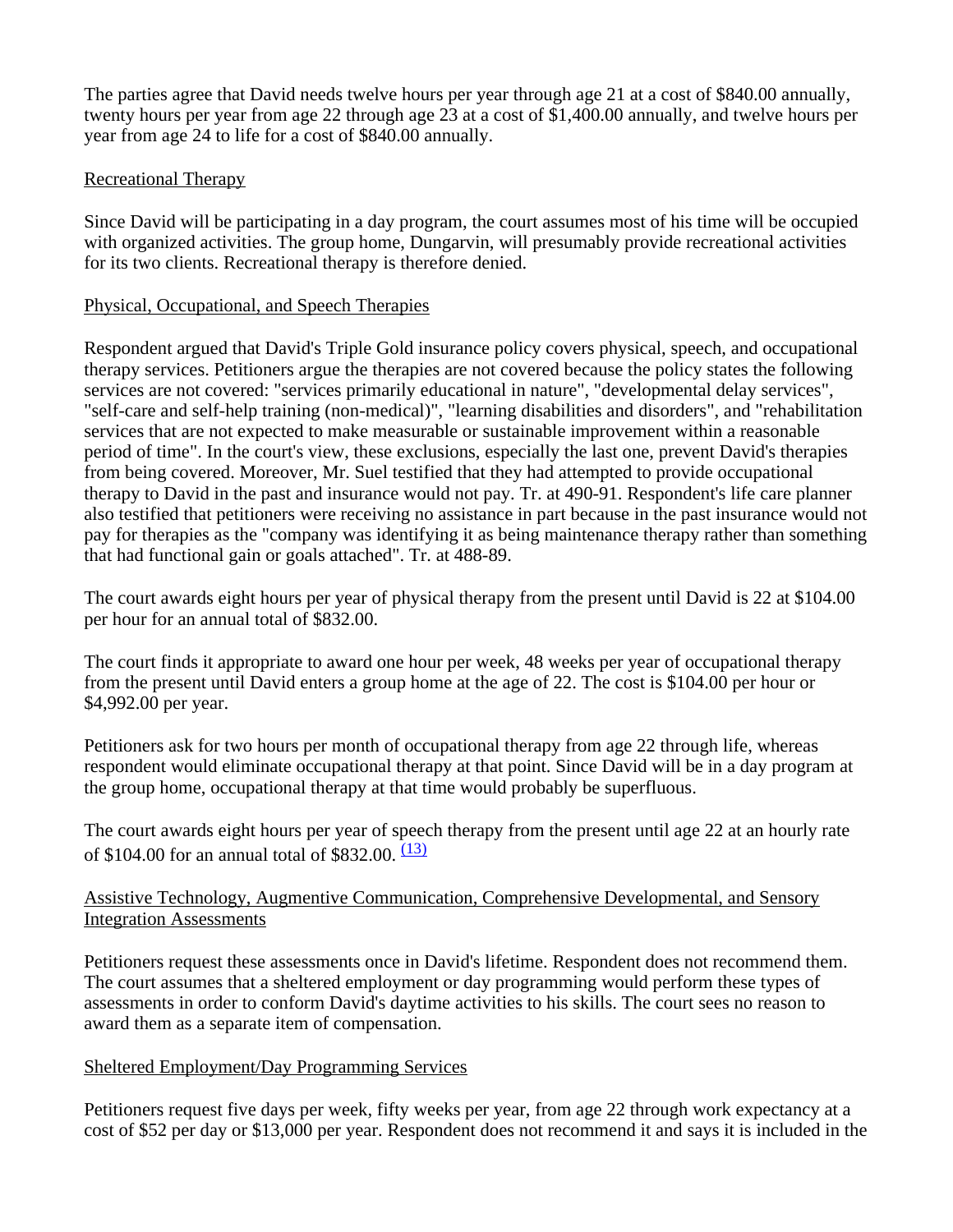The parties agree that David needs twelve hours per year through age 21 at a cost of $840.00 annually, twenty hours per year from age 22 through age 23 at a cost of $1,400.00 annually, and twelve hours per year from age 24 to life for a cost of $840.00 annually.

Recreational Therapy

Since David will be participating in a day program, the court assumes most of his time will be occupied with organized activities. The group home, Dungarvin, will presumably provide recreational activities for its two clients. Recreational therapy is therefore denied.

Physical, Occupational, and Speech Therapies

Respondent argued that David's Triple Gold insurance policy covers physical, speech, and occupational therapy services. Petitioners argue the therapies are not covered because the policy states the following services are not covered: "services primarily educational in nature", "developmental delay services", "self-care and self-help training (non-medical)", "learning disabilities and disorders", and "rehabilitation services that are not expected to make measurable or sustainable improvement within a reasonable period of time". In the court's view, these exclusions, especially the last one, prevent David's therapies from being covered. Moreover, Mr. Suel testified that they had attempted to provide occupational therapy to David in the past and insurance would not pay. Tr. at 490-91. Respondent's life care planner also testified that petitioners were receiving no assistance in part because in the past insurance would not pay for therapies as the "company was identifying it as being maintenance therapy rather than something that had functional gain or goals attached". Tr. at 488-89.

The court awards eight hours per year of physical therapy from the present until David is 22 at $104.00 per hour for an annual total of $832.00.

The court finds it appropriate to award one hour per week, 48 weeks per year of occupational therapy from the present until David enters a group home at the age of 22. The cost is $104.00 per hour or $4,992.00 per year.

Petitioners ask for two hours per month of occupational therapy from age 22 through life, whereas respondent would eliminate occupational therapy at that point. Since David will be in a day program at the group home, occupational therapy at that time would probably be superfluous.

The court awards eight hours per year of speech therapy from the present until age 22 at an hourly rate of $104.00 for an annual total of $832.00. [(13)]

Assistive Technology, Augmentive Communication, Comprehensive Developmental, and Sensory Integration Assessments

Petitioners request these assessments once in David's lifetime. Respondent does not recommend them. The court assumes that a sheltered employment or day programming would perform these types of assessments in order to conform David's daytime activities to his skills. The court sees no reason to award them as a separate item of compensation.

Sheltered Employment/Day Programming Services

Petitioners request five days per week, fifty weeks per year, from age 22 through work expectancy at a cost of $52 per day or $13,000 per year. Respondent does not recommend it and says it is included in the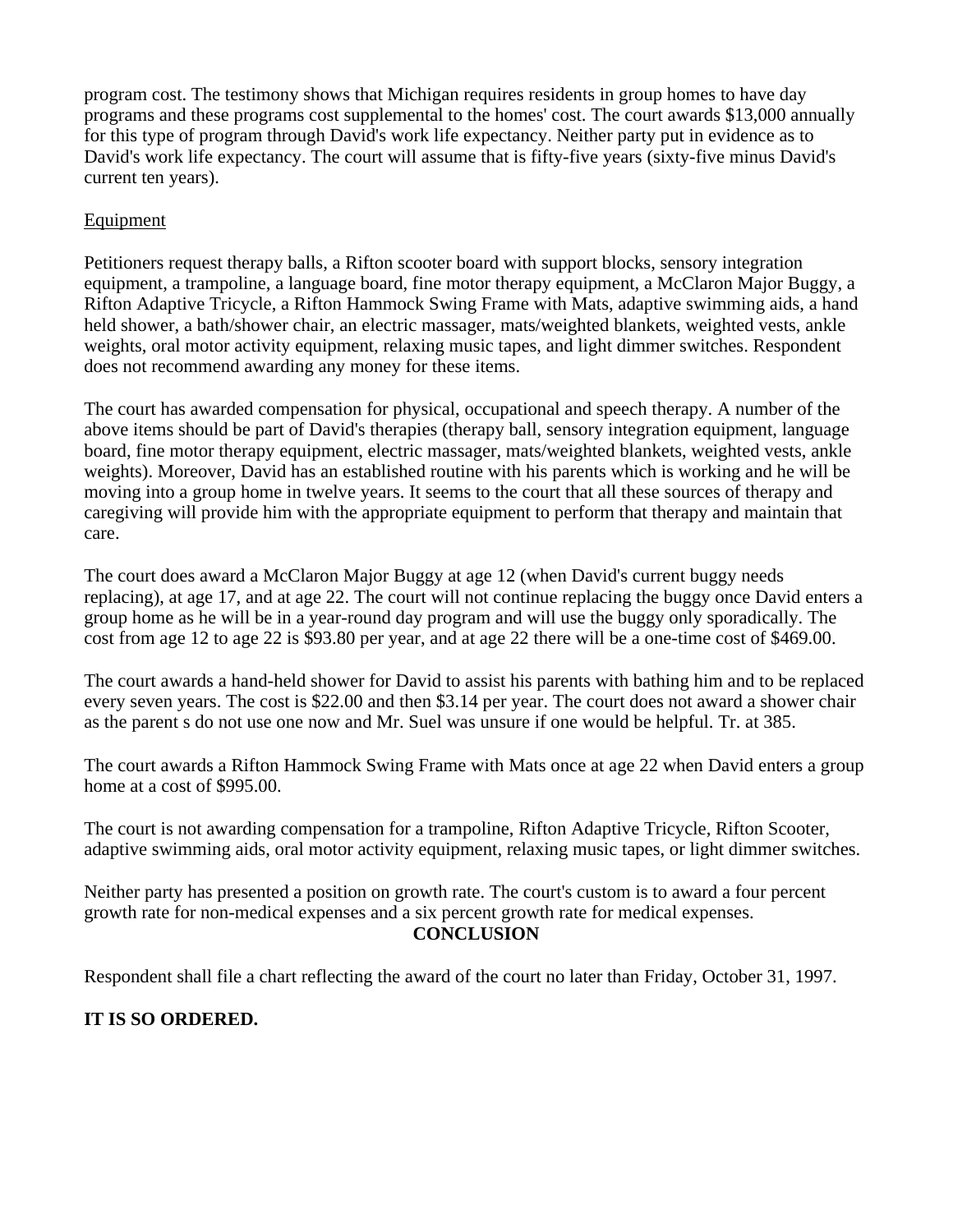program cost. The testimony shows that Michigan requires residents in group homes to have day programs and these programs cost supplemental to the homes' cost. The court awards $13,000 annually for this type of program through David's work life expectancy. Neither party put in evidence as to David's work life expectancy. The court will assume that is fifty-five years (sixty-five minus David's current ten years).

Equipment

Petitioners request therapy balls, a Rifton scooter board with support blocks, sensory integration equipment, a trampoline, a language board, fine motor therapy equipment, a McClaron Major Buggy, a Rifton Adaptive Tricycle, a Rifton Hammock Swing Frame with Mats, adaptive swimming aids, a hand held shower, a bath/shower chair, an electric massager, mats/weighted blankets, weighted vests, ankle weights, oral motor activity equipment, relaxing music tapes, and light dimmer switches. Respondent does not recommend awarding any money for these items.

The court has awarded compensation for physical, occupational and speech therapy. A number of the above items should be part of David's therapies (therapy ball, sensory integration equipment, language board, fine motor therapy equipment, electric massager, mats/weighted blankets, weighted vests, ankle weights). Moreover, David has an established routine with his parents which is working and he will be moving into a group home in twelve years. It seems to the court that all these sources of therapy and caregiving will provide him with the appropriate equipment to perform that therapy and maintain that care.

The court does award a McClaron Major Buggy at age 12 (when David's current buggy needs replacing), at age 17, and at age 22. The court will not continue replacing the buggy once David enters a group home as he will be in a year-round day program and will use the buggy only sporadically. The cost from age 12 to age 22 is $93.80 per year, and at age 22 there will be a one-time cost of $469.00.

The court awards a hand-held shower for David to assist his parents with bathing him and to be replaced every seven years. The cost is $22.00 and then $3.14 per year. The court does not award a shower chair as the parent s do not use one now and Mr. Suel was unsure if one would be helpful. Tr. at 385.

The court awards a Rifton Hammock Swing Frame with Mats once at age 22 when David enters a group home at a cost of $995.00.

The court is not awarding compensation for a trampoline, Rifton Adaptive Tricycle, Rifton Scooter, adaptive swimming aids, oral motor activity equipment, relaxing music tapes, or light dimmer switches.

Neither party has presented a position on growth rate. The court's custom is to award a four percent growth rate for non-medical expenses and a six percent growth rate for medical expenses.

**CONCLUSION**

Respondent shall file a chart reflecting the award of the court no later than Friday, October 31, 1997.

**IT IS SO ORDERED.**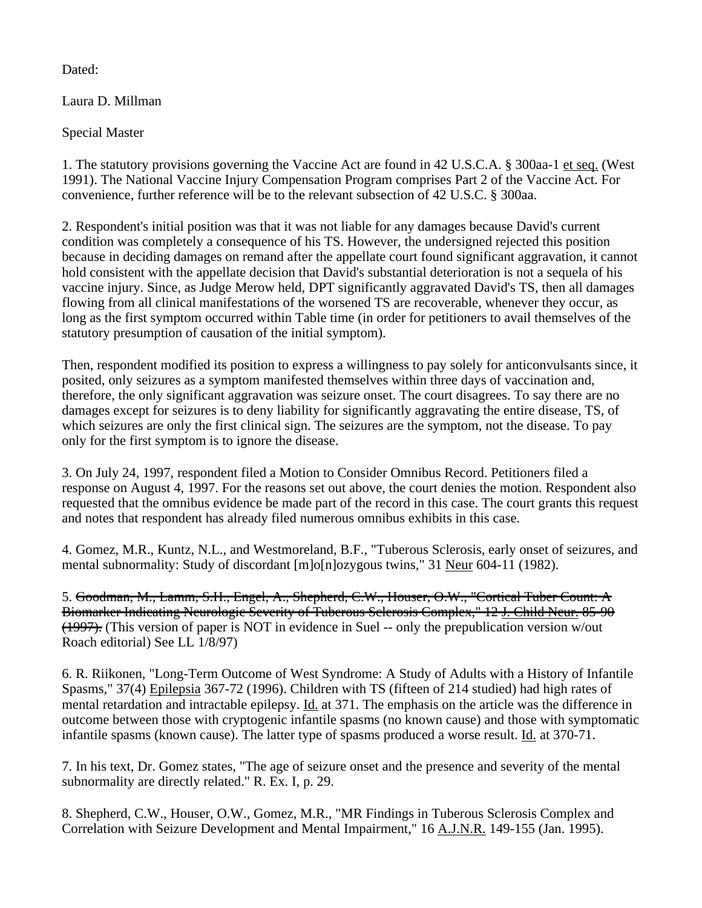Dated:

Laura D. Millman

Special Master

1. The statutory provisions governing the Vaccine Act are found in 42 U.S.C.A. § 300aa-1 et seq. (West 1991). The National Vaccine Injury Compensation Program comprises Part 2 of the Vaccine Act. For convenience, further reference will be to the relevant subsection of 42 U.S.C. § 300aa.

2. Respondent's initial position was that it was not liable for any damages because David's current condition was completely a consequence of his TS. However, the undersigned rejected this position because in deciding damages on remand after the appellate court found significant aggravation, it cannot hold consistent with the appellate decision that David's substantial deterioration is not a sequela of his vaccine injury. Since, as Judge Merow held, DPT significantly aggravated David's TS, then all damages flowing from all clinical manifestations of the worsened TS are recoverable, whenever they occur, as long as the first symptom occurred within Table time (in order for petitioners to avail themselves of the statutory presumption of causation of the initial symptom).

Then, respondent modified its position to express a willingness to pay solely for anticonvulsants since, it posited, only seizures as a symptom manifested themselves within three days of vaccination and, therefore, the only significant aggravation was seizure onset. The court disagrees. To say there are no damages except for seizures is to deny liability for significantly aggravating the entire disease, TS, of which seizures are only the first clinical sign. The seizures are the symptom, not the disease. To pay only for the first symptom is to ignore the disease.

3. On July 24, 1997, respondent filed a Motion to Consider Omnibus Record. Petitioners filed a response on August 4, 1997. For the reasons set out above, the court denies the motion. Respondent also requested that the omnibus evidence be made part of the record in this case. The court grants this request and notes that respondent has already filed numerous omnibus exhibits in this case.

4. Gomez, M.R., Kuntz, N.L., and Westmoreland, B.F., "Tuberous Sclerosis, early onset of seizures, and mental subnormality: Study of discordant [m]o[n]ozygous twins," 31 Neur 604-11 (1982).

5. ~~Goodman, M., Lamm, S.H., Engel, A., Shepherd, C.W., Houser, O.W., "Cortical Tuber Count: A Biomarker Indicating Neurologic Severity of Tuberous Sclerosis Complex," 12 J. Child Neur. 85-90 (1997).~~ (This version of paper is NOT in evidence in Suel -- only the prepublication version w/out Roach editorial) See LL 1/8/97)

6. R. Riikonen, "Long-Term Outcome of West Syndrome: A Study of Adults with a History of Infantile Spasms," 37(4) Epilepsia 367-72 (1996). Children with TS (fifteen of 214 studied) had high rates of mental retardation and intractable epilepsy. Id. at 371. The emphasis on the article was the difference in outcome between those with cryptogenic infantile spasms (no known cause) and those with symptomatic infantile spasms (known cause). The latter type of spasms produced a worse result. Id. at 370-71.

7. In his text, Dr. Gomez states, "The age of seizure onset and the presence and severity of the mental subnormality are directly related." R. Ex. I, p. 29.

8. Shepherd, C.W., Houser, O.W., Gomez, M.R., "MR Findings in Tuberous Sclerosis Complex and Correlation with Seizure Development and Mental Impairment," 16 A.J.N.R. 149-155 (Jan. 1995).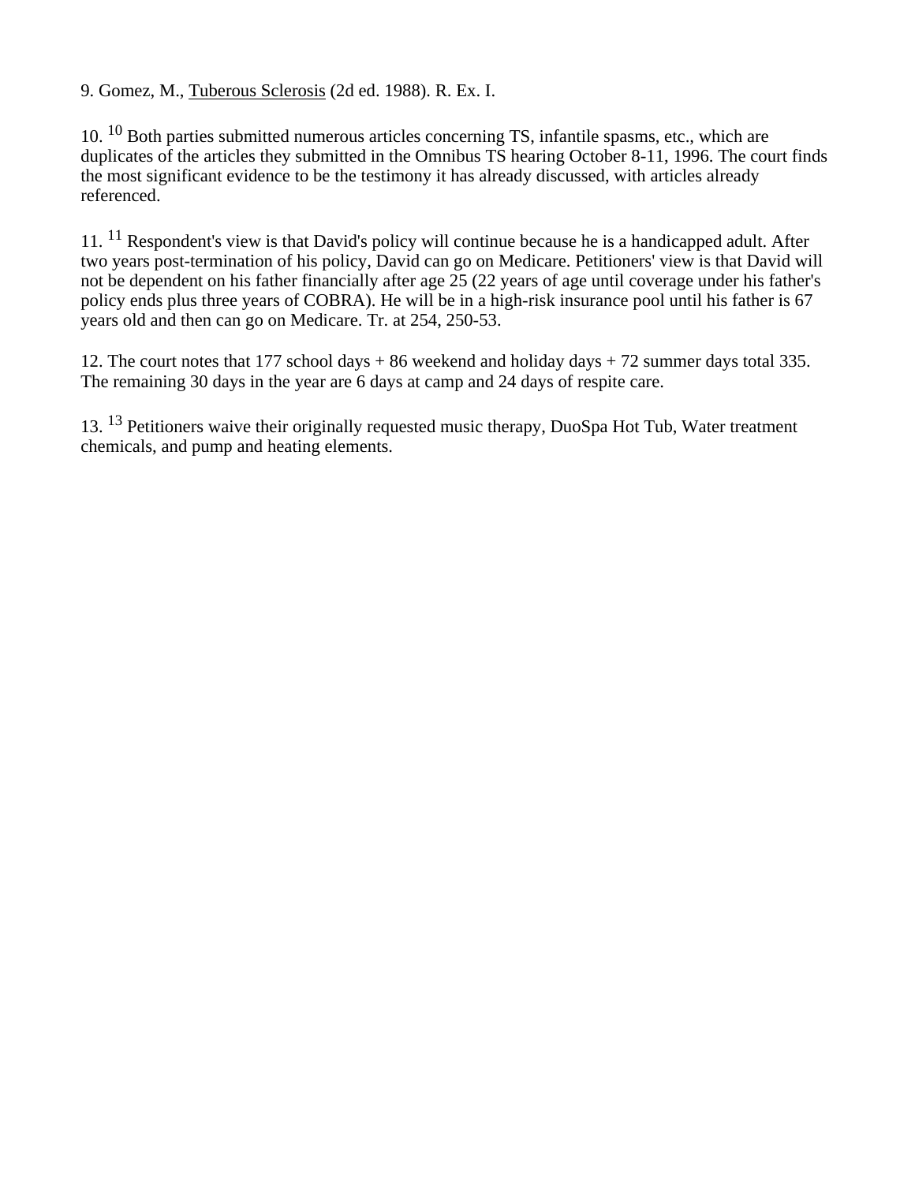9. Gomez, M., Tuberous Sclerosis (2d ed. 1988). R. Ex. I.

10. [10] Both parties submitted numerous articles concerning TS, infantile spasms, etc., which are duplicates of the articles they submitted in the Omnibus TS hearing October 8-11, 1996. The court finds the most significant evidence to be the testimony it has already discussed, with articles already referenced.

11. [11] Respondent's view is that David's policy will continue because he is a handicapped adult. After two years post-termination of his policy, David can go on Medicare. Petitioners' view is that David will not be dependent on his father financially after age 25 (22 years of age until coverage under his father's policy ends plus three years of COBRA). He will be in a high-risk insurance pool until his father is 67 years old and then can go on Medicare. Tr. at 254, 250-53.

12. The court notes that 177 school days + 86 weekend and holiday days + 72 summer days total 335. The remaining 30 days in the year are 6 days at camp and 24 days of respite care.

13. [13] Petitioners waive their originally requested music therapy, DuoSpa Hot Tub, Water treatment chemicals, and pump and heating elements.